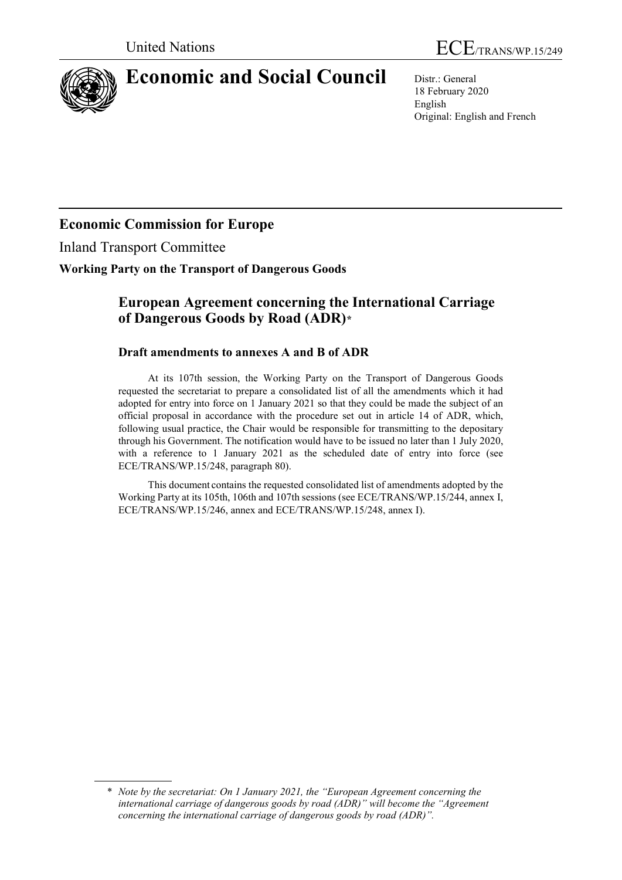United Nations ECE/TRANS/WP.15/249

# Economic and Social Council

Distr.: General
18 February 2020
English
Original: English and French

## Economic Commission for Europe

Inland Transport Committee

**Working Party on the Transport of Dangerous Goods**

### European Agreement concerning the International Carriage of Dangerous Goods by Road (ADR)*

#### Draft amendments to annexes A and B of ADR

At its 107th session, the Working Party on the Transport of Dangerous Goods requested the secretariat to prepare a consolidated list of all the amendments which it had adopted for entry into force on 1 January 2021 so that they could be made the subject of an official proposal in accordance with the procedure set out in article 14 of ADR, which, following usual practice, the Chair would be responsible for transmitting to the depositary through his Government. The notification would have to be issued no later than 1 July 2020, with a reference to 1 January 2021 as the scheduled date of entry into force (see ECE/TRANS/WP.15/248, paragraph 80).

This document contains the requested consolidated list of amendments adopted by the Working Party at its 105th, 106th and 107th sessions (see ECE/TRANS/WP.15/244, annex I, ECE/TRANS/WP.15/246, annex and ECE/TRANS/WP.15/248, annex I).

---

\* *Note by the secretariat: On 1 January 2021, the "European Agreement concerning the international carriage of dangerous goods by road (ADR)" will become the "Agreement concerning the international carriage of dangerous goods by road (ADR)".*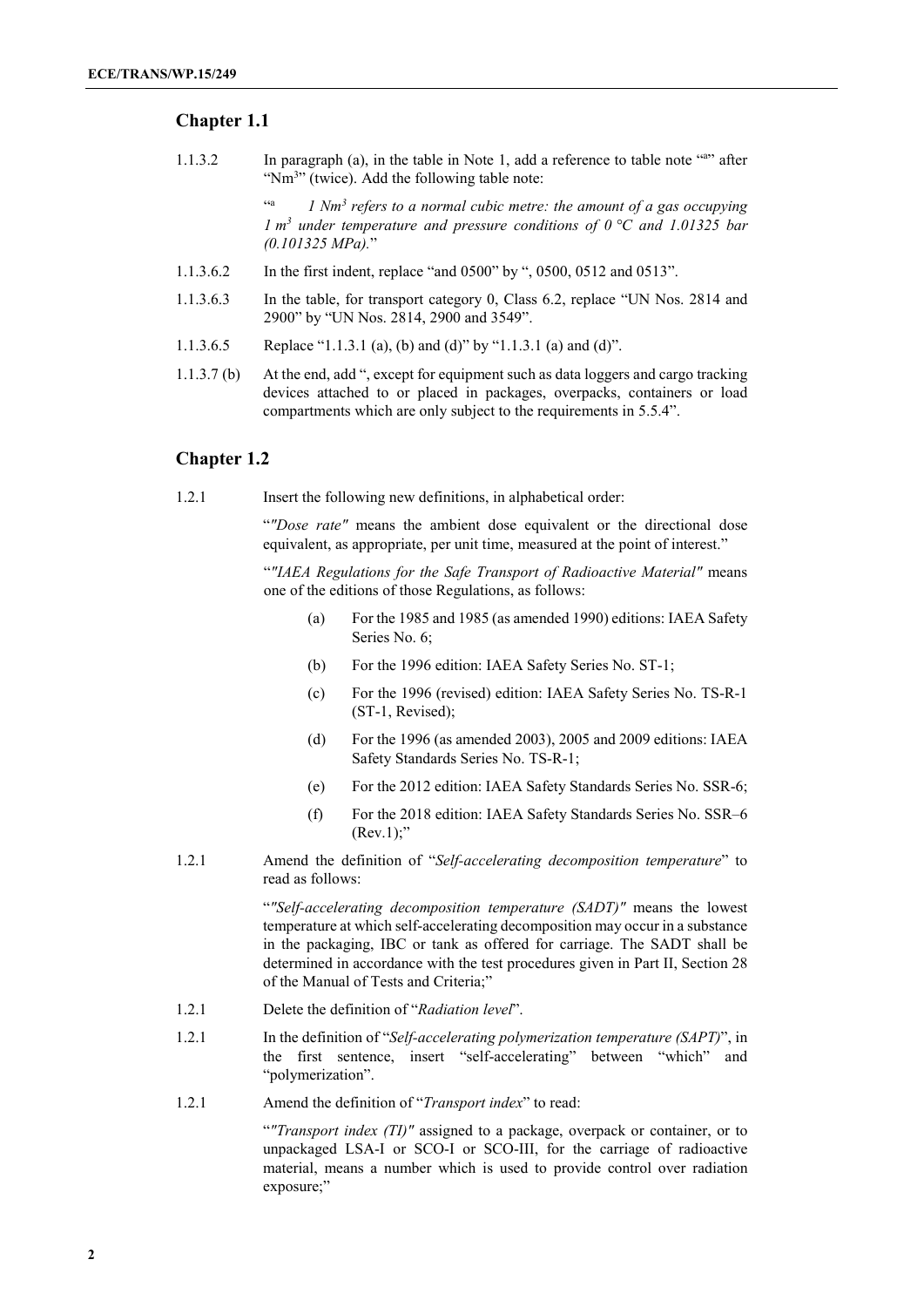## Chapter 1.1

1.1.3.2 In paragraph (a), in the table in Note 1, add a reference to table note "[a]" after "$Nm^3$" (twice). Add the following table note:

"[a] *1 $Nm^3$ refers to a normal cubic metre: the amount of a gas occupying 1 $m^3$ under temperature and pressure conditions of 0 °C and 1.01325 bar (0.101325 MPa).*"

1.1.3.6.2 In the first indent, replace "and 0500" by ", 0500, 0512 and 0513".

1.1.3.6.3 In the table, for transport category 0, Class 6.2, replace "UN Nos. 2814 and 2900" by "UN Nos. 2814, 2900 and 3549".

1.1.3.6.5 Replace "1.1.3.1 (a), (b) and (d)" by "1.1.3.1 (a) and (d)".

1.1.3.7 (b) At the end, add ", except for equipment such as data loggers and cargo tracking devices attached to or placed in packages, overpacks, containers or load compartments which are only subject to the requirements in 5.5.4".

## Chapter 1.2

1.2.1 Insert the following new definitions, in alphabetical order:

"*"Dose rate"* means the ambient dose equivalent or the directional dose equivalent, as appropriate, per unit time, measured at the point of interest."

"*"IAEA Regulations for the Safe Transport of Radioactive Material"* means one of the editions of those Regulations, as follows:

(a) For the 1985 and 1985 (as amended 1990) editions: IAEA Safety Series No. 6;

(b) For the 1996 edition: IAEA Safety Series No. ST-1;

(c) For the 1996 (revised) edition: IAEA Safety Series No. TS-R-1 (ST-1, Revised);

(d) For the 1996 (as amended 2003), 2005 and 2009 editions: IAEA Safety Standards Series No. TS-R-1;

(e) For the 2012 edition: IAEA Safety Standards Series No. SSR-6;

(f) For the 2018 edition: IAEA Safety Standards Series No. SSR–6 (Rev.1);"

1.2.1 Amend the definition of "*Self-accelerating decomposition temperature*" to read as follows:

"*"Self-accelerating decomposition temperature (SADT)"* means the lowest temperature at which self-accelerating decomposition may occur in a substance in the packaging, IBC or tank as offered for carriage. The SADT shall be determined in accordance with the test procedures given in Part II, Section 28 of the Manual of Tests and Criteria;"

1.2.1 Delete the definition of "*Radiation level*".

1.2.1 In the definition of "*Self-accelerating polymerization temperature (SAPT)*", in the first sentence, insert "self-accelerating" between "which" and "polymerization".

1.2.1 Amend the definition of "*Transport index*" to read:

"*"Transport index (TI)"* assigned to a package, overpack or container, or to unpackaged LSA-I or SCO-I or SCO-III, for the carriage of radioactive material, means a number which is used to provide control over radiation exposure;"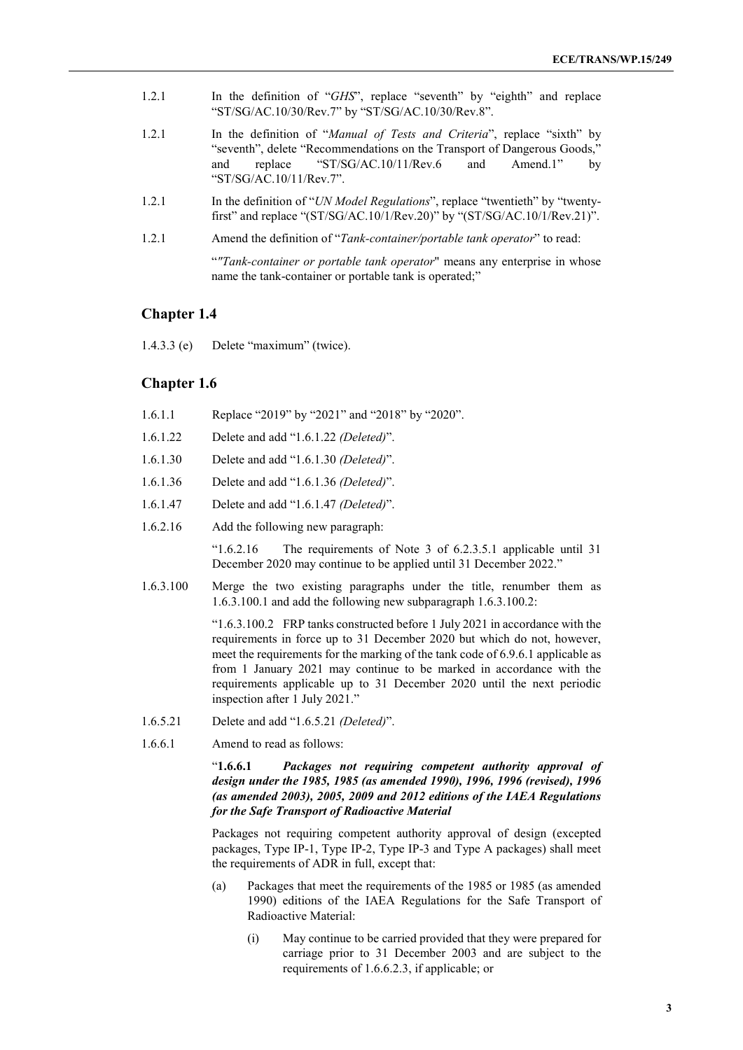1.2.1 In the definition of "*GHS*", replace "seventh" by "eighth" and replace "ST/SG/AC.10/30/Rev.7" by "ST/SG/AC.10/30/Rev.8".

1.2.1 In the definition of "*Manual of Tests and Criteria*", replace "sixth" by "seventh", delete "Recommendations on the Transport of Dangerous Goods," and replace "ST/SG/AC.10/11/Rev.6 and Amend.1" by "ST/SG/AC.10/11/Rev.7".

1.2.1 In the definition of "*UN Model Regulations*", replace "twentieth" by "twenty-first" and replace "(ST/SG/AC.10/1/Rev.20)" by "(ST/SG/AC.10/1/Rev.21)".

1.2.1 Amend the definition of "*Tank-container/portable tank operator*" to read:

"*"Tank-container or portable tank operator*" means any enterprise in whose name the tank-container or portable tank is operated;"

## Chapter 1.4

1.4.3.3 (e) Delete "maximum" (twice).

## Chapter 1.6

1.6.1.1 Replace "2019" by "2021" and "2018" by "2020".

1.6.1.22 Delete and add "1.6.1.22 *(Deleted)*".

1.6.1.30 Delete and add "1.6.1.30 *(Deleted)*".

1.6.1.36 Delete and add "1.6.1.36 *(Deleted)*".

1.6.1.47 Delete and add "1.6.1.47 *(Deleted)*".

1.6.2.16 Add the following new paragraph:

"1.6.2.16 The requirements of Note 3 of 6.2.3.5.1 applicable until 31 December 2020 may continue to be applied until 31 December 2022."

1.6.3.100 Merge the two existing paragraphs under the title, renumber them as 1.6.3.100.1 and add the following new subparagraph 1.6.3.100.2:

"1.6.3.100.2 FRP tanks constructed before 1 July 2021 in accordance with the requirements in force up to 31 December 2020 but which do not, however, meet the requirements for the marking of the tank code of 6.9.6.1 applicable as from 1 January 2021 may continue to be marked in accordance with the requirements applicable up to 31 December 2020 until the next periodic inspection after 1 July 2021."

1.6.5.21 Delete and add "1.6.5.21 *(Deleted)*".

1.6.6.1 Amend to read as follows:

"**1.6.6.1** ***Packages not requiring competent authority approval of design under the 1985, 1985 (as amended 1990), 1996, 1996 (revised), 1996 (as amended 2003), 2005, 2009 and 2012 editions of the IAEA Regulations for the Safe Transport of Radioactive Material***

Packages not requiring competent authority approval of design (excepted packages, Type IP-1, Type IP-2, Type IP-3 and Type A packages) shall meet the requirements of ADR in full, except that:

(a) Packages that meet the requirements of the 1985 or 1985 (as amended 1990) editions of the IAEA Regulations for the Safe Transport of Radioactive Material:

(i) May continue to be carried provided that they were prepared for carriage prior to 31 December 2003 and are subject to the requirements of 1.6.6.2.3, if applicable; or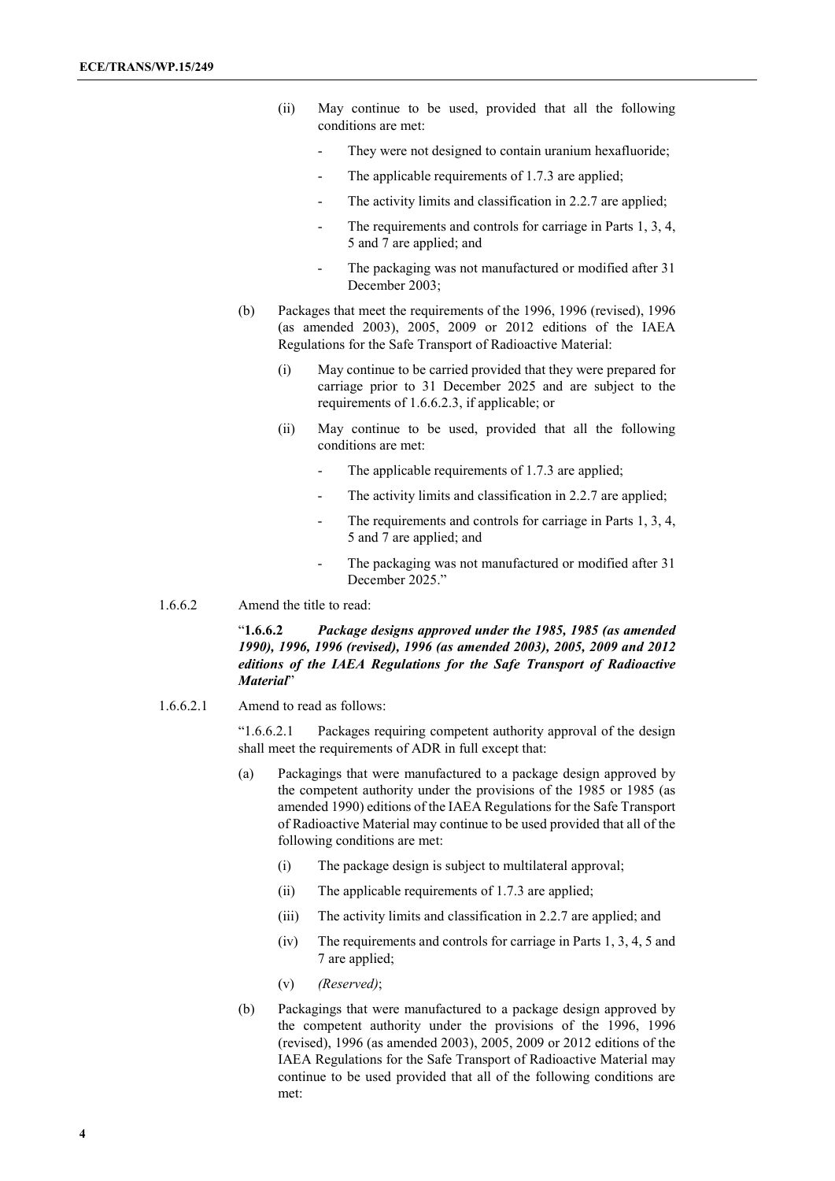(ii) May continue to be used, provided that all the following conditions are met:

- They were not designed to contain uranium hexafluoride;
- The applicable requirements of 1.7.3 are applied;
- The activity limits and classification in 2.2.7 are applied;
- The requirements and controls for carriage in Parts 1, 3, 4, 5 and 7 are applied; and
- The packaging was not manufactured or modified after 31 December 2003;

(b) Packages that meet the requirements of the 1996, 1996 (revised), 1996 (as amended 2003), 2005, 2009 or 2012 editions of the IAEA Regulations for the Safe Transport of Radioactive Material:

(i) May continue to be carried provided that they were prepared for carriage prior to 31 December 2025 and are subject to the requirements of 1.6.6.2.3, if applicable; or

(ii) May continue to be used, provided that all the following conditions are met:

- The applicable requirements of 1.7.3 are applied;
- The activity limits and classification in 2.2.7 are applied;
- The requirements and controls for carriage in Parts 1, 3, 4, 5 and 7 are applied; and
- The packaging was not manufactured or modified after 31 December 2025."

1.6.6.2 Amend the title to read:

"**1.6.6.2** ***Package designs approved under the 1985, 1985 (as amended 1990), 1996, 1996 (revised), 1996 (as amended 2003), 2005, 2009 and 2012 editions of the IAEA Regulations for the Safe Transport of Radioactive Material***"

1.6.6.2.1 Amend to read as follows:

"1.6.6.2.1 Packages requiring competent authority approval of the design shall meet the requirements of ADR in full except that:

(a) Packagings that were manufactured to a package design approved by the competent authority under the provisions of the 1985 or 1985 (as amended 1990) editions of the IAEA Regulations for the Safe Transport of Radioactive Material may continue to be used provided that all of the following conditions are met:

(i) The package design is subject to multilateral approval;

(ii) The applicable requirements of 1.7.3 are applied;

(iii) The activity limits and classification in 2.2.7 are applied; and

(iv) The requirements and controls for carriage in Parts 1, 3, 4, 5 and 7 are applied;

(v) *(Reserved)*;

(b) Packagings that were manufactured to a package design approved by the competent authority under the provisions of the 1996, 1996 (revised), 1996 (as amended 2003), 2005, 2009 or 2012 editions of the IAEA Regulations for the Safe Transport of Radioactive Material may continue to be used provided that all of the following conditions are met: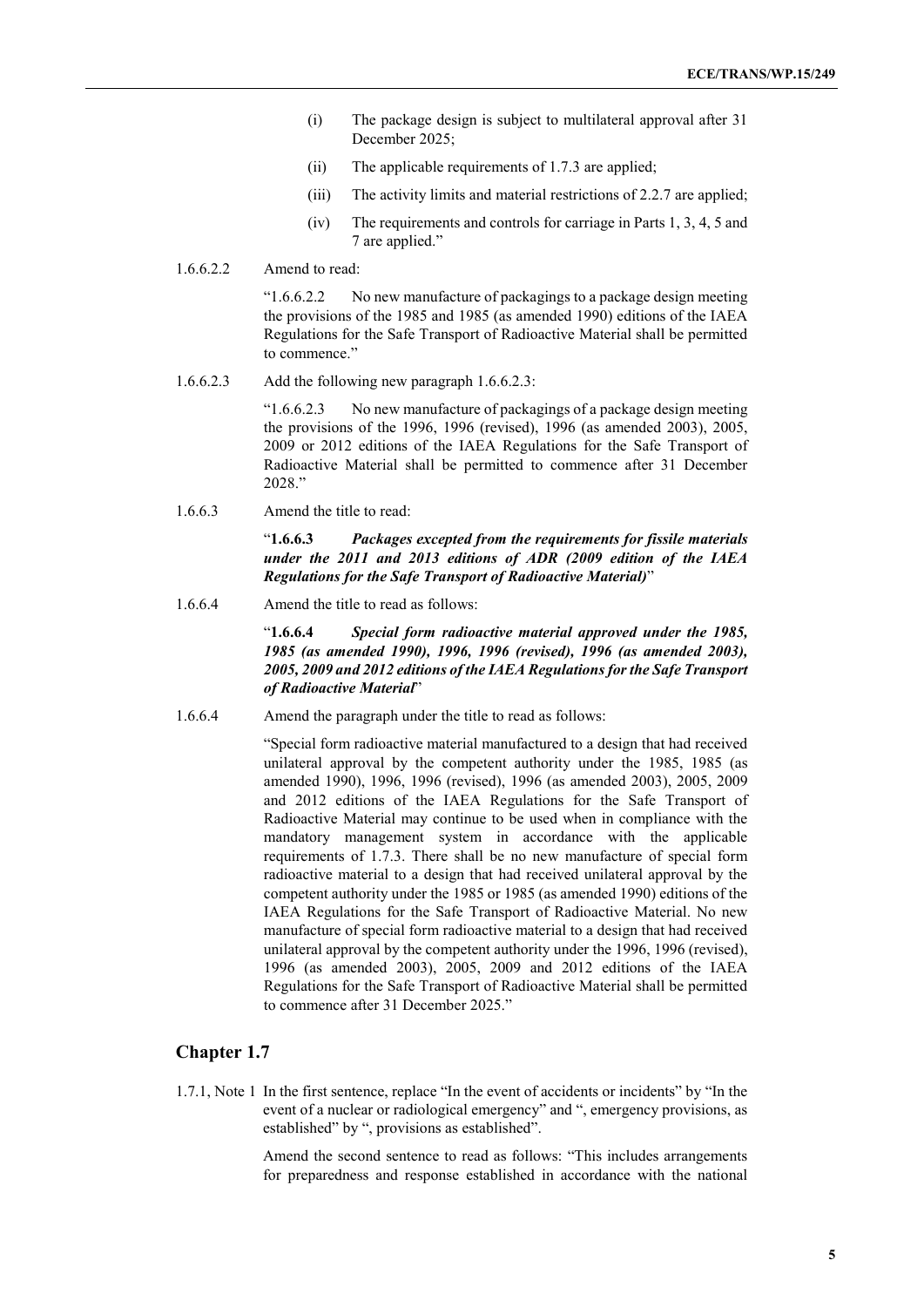(i) The package design is subject to multilateral approval after 31 December 2025;

(ii) The applicable requirements of 1.7.3 are applied;

(iii) The activity limits and material restrictions of 2.2.7 are applied;

(iv) The requirements and controls for carriage in Parts 1, 3, 4, 5 and 7 are applied."

1.6.6.2.2 Amend to read:

"1.6.6.2.2 No new manufacture of packagings to a package design meeting the provisions of the 1985 and 1985 (as amended 1990) editions of the IAEA Regulations for the Safe Transport of Radioactive Material shall be permitted to commence."

1.6.6.2.3 Add the following new paragraph 1.6.6.2.3:

"1.6.6.2.3 No new manufacture of packagings of a package design meeting the provisions of the 1996, 1996 (revised), 1996 (as amended 2003), 2005, 2009 or 2012 editions of the IAEA Regulations for the Safe Transport of Radioactive Material shall be permitted to commence after 31 December 2028."

1.6.6.3 Amend the title to read:

"**1.6.6.3** ***Packages excepted from the requirements for fissile materials under the 2011 and 2013 editions of ADR (2009 edition of the IAEA Regulations for the Safe Transport of Radioactive Material)***"

1.6.6.4 Amend the title to read as follows:

"**1.6.6.4** ***Special form radioactive material approved under the 1985, 1985 (as amended 1990), 1996, 1996 (revised), 1996 (as amended 2003), 2005, 2009 and 2012 editions of the IAEA Regulations for the Safe Transport of Radioactive Material***"

1.6.6.4 Amend the paragraph under the title to read as follows:

"Special form radioactive material manufactured to a design that had received unilateral approval by the competent authority under the 1985, 1985 (as amended 1990), 1996, 1996 (revised), 1996 (as amended 2003), 2005, 2009 and 2012 editions of the IAEA Regulations for the Safe Transport of Radioactive Material may continue to be used when in compliance with the mandatory management system in accordance with the applicable requirements of 1.7.3. There shall be no new manufacture of special form radioactive material to a design that had received unilateral approval by the competent authority under the 1985 or 1985 (as amended 1990) editions of the IAEA Regulations for the Safe Transport of Radioactive Material. No new manufacture of special form radioactive material to a design that had received unilateral approval by the competent authority under the 1996, 1996 (revised), 1996 (as amended 2003), 2005, 2009 and 2012 editions of the IAEA Regulations for the Safe Transport of Radioactive Material shall be permitted to commence after 31 December 2025."

## Chapter 1.7

1.7.1, Note 1 In the first sentence, replace "In the event of accidents or incidents" by "In the event of a nuclear or radiological emergency" and ", emergency provisions, as established" by ", provisions as established".

Amend the second sentence to read as follows: "This includes arrangements for preparedness and response established in accordance with the national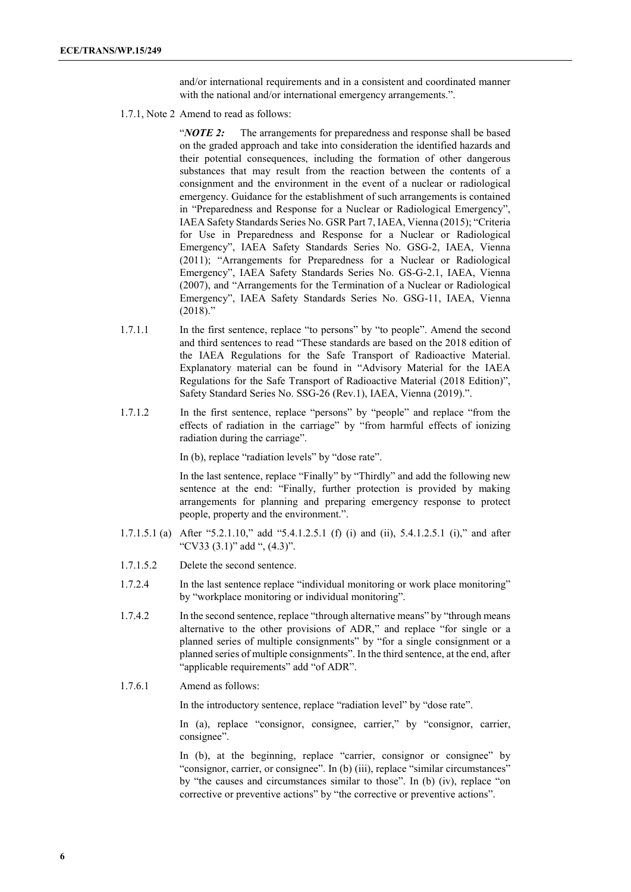and/or international requirements and in a consistent and coordinated manner with the national and/or international emergency arrangements.".

1.7.1, Note 2 Amend to read as follows:

"***NOTE 2:*** The arrangements for preparedness and response shall be based on the graded approach and take into consideration the identified hazards and their potential consequences, including the formation of other dangerous substances that may result from the reaction between the contents of a consignment and the environment in the event of a nuclear or radiological emergency. Guidance for the establishment of such arrangements is contained in "Preparedness and Response for a Nuclear or Radiological Emergency", IAEA Safety Standards Series No. GSR Part 7, IAEA, Vienna (2015); "Criteria for Use in Preparedness and Response for a Nuclear or Radiological Emergency", IAEA Safety Standards Series No. GSG-2, IAEA, Vienna (2011); "Arrangements for Preparedness for a Nuclear or Radiological Emergency", IAEA Safety Standards Series No. GS-G-2.1, IAEA, Vienna (2007), and "Arrangements for the Termination of a Nuclear or Radiological Emergency", IAEA Safety Standards Series No. GSG-11, IAEA, Vienna (2018)."

1.7.1.1 In the first sentence, replace "to persons" by "to people". Amend the second and third sentences to read "These standards are based on the 2018 edition of the IAEA Regulations for the Safe Transport of Radioactive Material. Explanatory material can be found in "Advisory Material for the IAEA Regulations for the Safe Transport of Radioactive Material (2018 Edition)", Safety Standard Series No. SSG-26 (Rev.1), IAEA, Vienna (2019).".

1.7.1.2 In the first sentence, replace "persons" by "people" and replace "from the effects of radiation in the carriage" by "from harmful effects of ionizing radiation during the carriage".

In (b), replace "radiation levels" by "dose rate".

In the last sentence, replace "Finally" by "Thirdly" and add the following new sentence at the end: "Finally, further protection is provided by making arrangements for planning and preparing emergency response to protect people, property and the environment.".

1.7.1.5.1 (a) After "5.2.1.10," add "5.4.1.2.5.1 (f) (i) and (ii), 5.4.1.2.5.1 (i)," and after "CV33 (3.1)" add ", (4.3)".

1.7.1.5.2 Delete the second sentence.

1.7.2.4 In the last sentence replace "individual monitoring or work place monitoring" by "workplace monitoring or individual monitoring".

1.7.4.2 In the second sentence, replace "through alternative means" by "through means alternative to the other provisions of ADR," and replace "for single or a planned series of multiple consignments" by "for a single consignment or a planned series of multiple consignments". In the third sentence, at the end, after "applicable requirements" add "of ADR".

1.7.6.1 Amend as follows:

In the introductory sentence, replace "radiation level" by "dose rate".

In (a), replace "consignor, consignee, carrier," by "consignor, carrier, consignee".

In (b), at the beginning, replace "carrier, consignor or consignee" by "consignor, carrier, or consignee". In (b) (iii), replace "similar circumstances" by "the causes and circumstances similar to those". In (b) (iv), replace "on corrective or preventive actions" by "the corrective or preventive actions".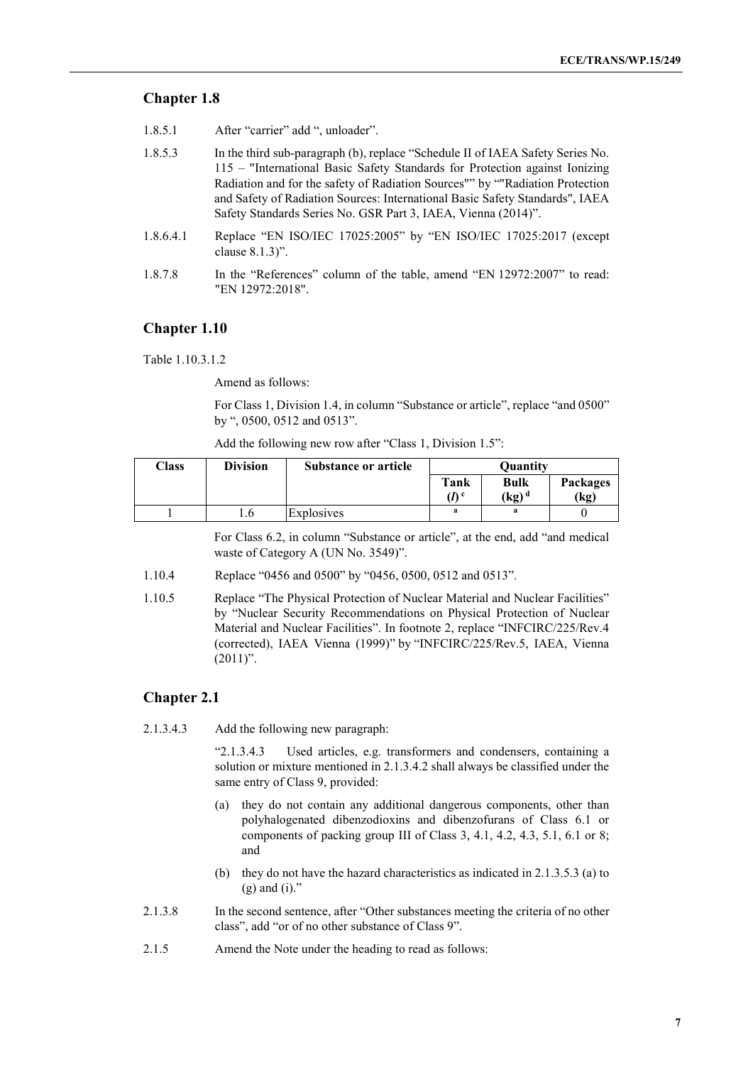## Chapter 1.8

1.8.5.1 After "carrier" add ", unloader".

1.8.5.3 In the third sub-paragraph (b), replace "Schedule II of IAEA Safety Series No. 115 – "International Basic Safety Standards for Protection against Ionizing Radiation and for the safety of Radiation Sources"" by ""Radiation Protection and Safety of Radiation Sources: International Basic Safety Standards", IAEA Safety Standards Series No. GSR Part 3, IAEA, Vienna (2014)".

1.8.6.4.1 Replace "EN ISO/IEC 17025:2005" by "EN ISO/IEC 17025:2017 (except clause 8.1.3)".

1.8.7.8 In the "References" column of the table, amend "EN 12972:2007" to read: "EN 12972:2018".

## Chapter 1.10

Table 1.10.3.1.2

Amend as follows:

For Class 1, Division 1.4, in column "Substance or article", replace "and 0500" by ", 0500, 0512 and 0513".

Add the following new row after "Class 1, Division 1.5":

| Class | Division | Substance or article | Quantity | | |
|---|---|---|---|---|---|
| | | | Tank ($l$) [c] | Bulk (kg) [d] | Packages (kg) |
| 1 | 1.6 | Explosives | [a] | [a] | 0 |

For Class 6.2, in column "Substance or article", at the end, add "and medical waste of Category A (UN No. 3549)".

1.10.4 Replace "0456 and 0500" by "0456, 0500, 0512 and 0513".

1.10.5 Replace "The Physical Protection of Nuclear Material and Nuclear Facilities" by "Nuclear Security Recommendations on Physical Protection of Nuclear Material and Nuclear Facilities". In footnote 2, replace "INFCIRC/225/Rev.4 (corrected), IAEA Vienna (1999)" by "INFCIRC/225/Rev.5, IAEA, Vienna (2011)".

## Chapter 2.1

2.1.3.4.3 Add the following new paragraph:

"2.1.3.4.3 Used articles, e.g. transformers and condensers, containing a solution or mixture mentioned in 2.1.3.4.2 shall always be classified under the same entry of Class 9, provided:

(a) they do not contain any additional dangerous components, other than polyhalogenated dibenzodioxins and dibenzofurans of Class 6.1 or components of packing group III of Class 3, 4.1, 4.2, 4.3, 5.1, 6.1 or 8; and

(b) they do not have the hazard characteristics as indicated in 2.1.3.5.3 (a) to (g) and (i)."

2.1.3.8 In the second sentence, after "Other substances meeting the criteria of no other class", add "or of no other substance of Class 9".

2.1.5 Amend the Note under the heading to read as follows: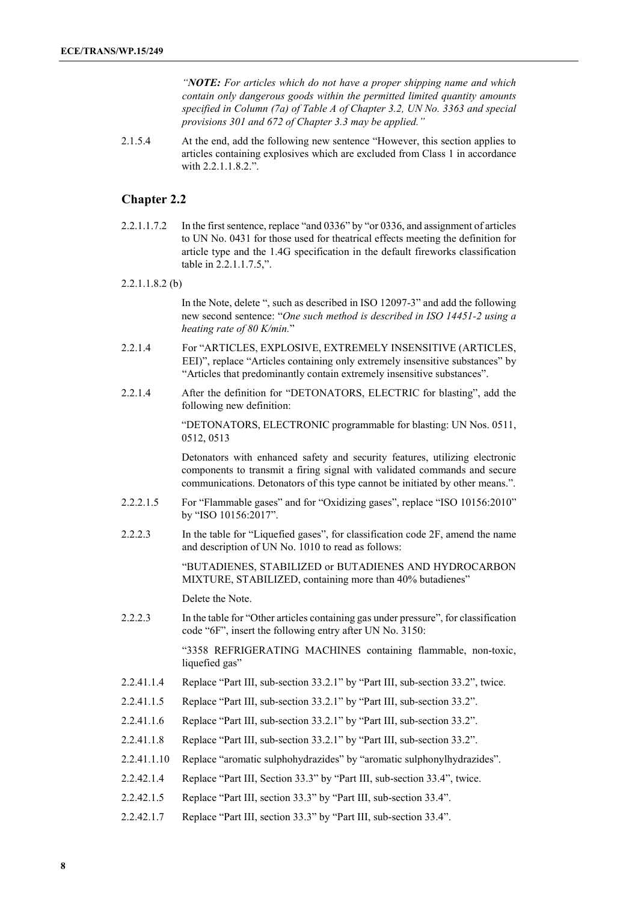*"**NOTE:** For articles which do not have a proper shipping name and which contain only dangerous goods within the permitted limited quantity amounts specified in Column (7a) of Table A of Chapter 3.2, UN No. 3363 and special provisions 301 and 672 of Chapter 3.3 may be applied."*

2.1.5.4 At the end, add the following new sentence "However, this section applies to articles containing explosives which are excluded from Class 1 in accordance with 2.2.1.1.8.2.".

## Chapter 2.2

2.2.1.1.7.2 In the first sentence, replace "and 0336" by "or 0336, and assignment of articles to UN No. 0431 for those used for theatrical effects meeting the definition for article type and the 1.4G specification in the default fireworks classification table in 2.2.1.1.7.5,".

2.2.1.1.8.2 (b)

In the Note, delete ", such as described in ISO 12097-3" and add the following new second sentence: "*One such method is described in ISO 14451-2 using a heating rate of 80 K/min.*"

2.2.1.4 For "ARTICLES, EXPLOSIVE, EXTREMELY INSENSITIVE (ARTICLES, EEI)", replace "Articles containing only extremely insensitive substances" by "Articles that predominantly contain extremely insensitive substances".

2.2.1.4 After the definition for "DETONATORS, ELECTRIC for blasting", add the following new definition:

"DETONATORS, ELECTRONIC programmable for blasting: UN Nos. 0511, 0512, 0513

Detonators with enhanced safety and security features, utilizing electronic components to transmit a firing signal with validated commands and secure communications. Detonators of this type cannot be initiated by other means.".

2.2.2.1.5 For "Flammable gases" and for "Oxidizing gases", replace "ISO 10156:2010" by "ISO 10156:2017".

2.2.2.3 In the table for "Liquefied gases", for classification code 2F, amend the name and description of UN No. 1010 to read as follows:

"BUTADIENES, STABILIZED or BUTADIENES AND HYDROCARBON MIXTURE, STABILIZED, containing more than 40% butadienes"

Delete the Note.

2.2.2.3 In the table for "Other articles containing gas under pressure", for classification code "6F", insert the following entry after UN No. 3150:

"3358 REFRIGERATING MACHINES containing flammable, non-toxic, liquefied gas"

2.2.41.1.4 Replace "Part III, sub-section 33.2.1" by "Part III, sub-section 33.2", twice.

2.2.41.1.5 Replace "Part III, sub-section 33.2.1" by "Part III, sub-section 33.2".

2.2.41.1.6 Replace "Part III, sub-section 33.2.1" by "Part III, sub-section 33.2".

2.2.41.1.8 Replace "Part III, sub-section 33.2.1" by "Part III, sub-section 33.2".

2.2.41.1.10 Replace "aromatic sulphohydrazides" by "aromatic sulphonylhydrazides".

2.2.42.1.4 Replace "Part III, Section 33.3" by "Part III, sub-section 33.4", twice.

2.2.42.1.5 Replace "Part III, section 33.3" by "Part III, sub-section 33.4".

2.2.42.1.7 Replace "Part III, section 33.3" by "Part III, sub-section 33.4".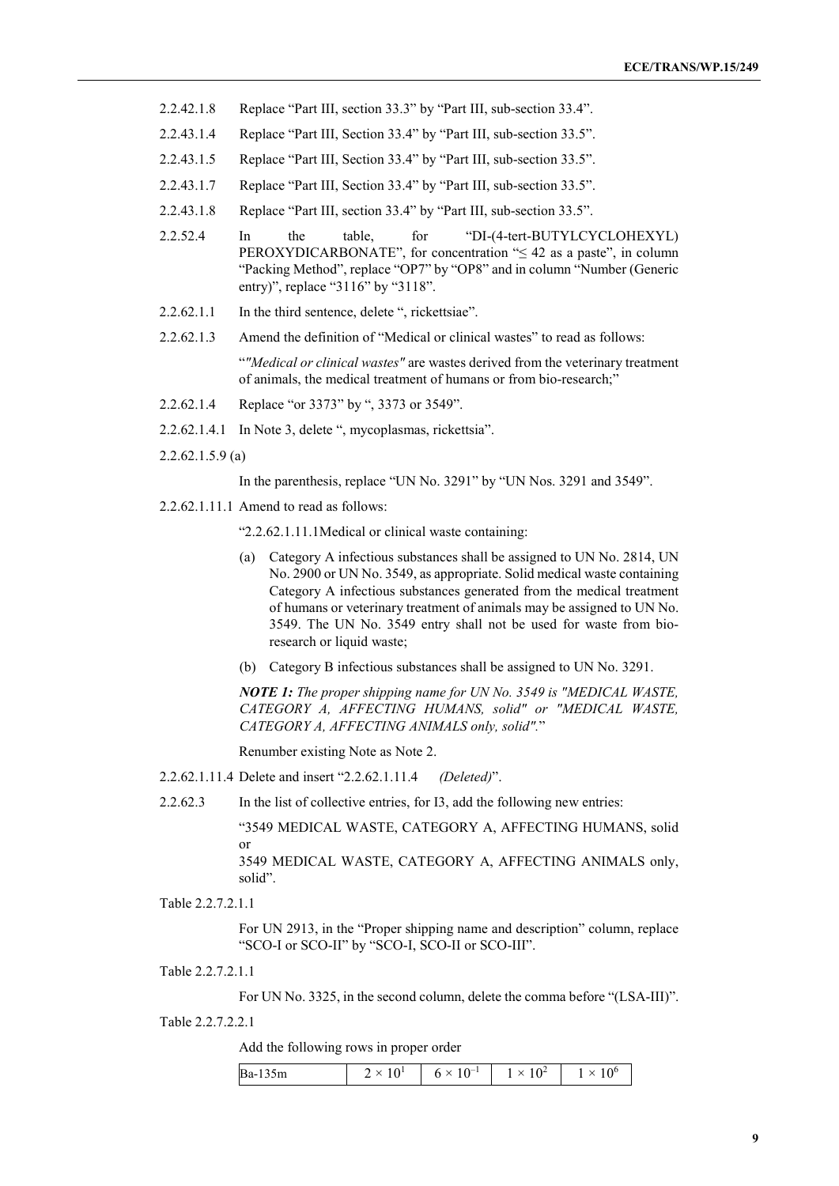2.2.42.1.8 Replace "Part III, section 33.3" by "Part III, sub-section 33.4".

2.2.43.1.4 Replace "Part III, Section 33.4" by "Part III, sub-section 33.5".

2.2.43.1.5 Replace "Part III, Section 33.4" by "Part III, sub-section 33.5".

2.2.43.1.7 Replace "Part III, Section 33.4" by "Part III, sub-section 33.5".

2.2.43.1.8 Replace "Part III, section 33.4" by "Part III, sub-section 33.5".

2.2.52.4 In the table, for "DI-(4-tert-BUTYLCYCLOHEXYL) PEROXYDICARBONATE", for concentration "≤ 42 as a paste", in column "Packing Method", replace "OP7" by "OP8" and in column "Number (Generic entry)", replace "3116" by "3118".

2.2.62.1.1 In the third sentence, delete ", rickettsiae".

2.2.62.1.3 Amend the definition of "Medical or clinical wastes" to read as follows:

"*"Medical or clinical wastes"* are wastes derived from the veterinary treatment of animals, the medical treatment of humans or from bio-research;"

2.2.62.1.4 Replace "or 3373" by ", 3373 or 3549".

2.2.62.1.4.1 In Note 3, delete ", mycoplasmas, rickettsia".

2.2.62.1.5.9 (a)

In the parenthesis, replace "UN No. 3291" by "UN Nos. 3291 and 3549".

2.2.62.1.11.1 Amend to read as follows:

"2.2.62.1.11.1 Medical or clinical waste containing:

(a) Category A infectious substances shall be assigned to UN No. 2814, UN No. 2900 or UN No. 3549, as appropriate. Solid medical waste containing Category A infectious substances generated from the medical treatment of humans or veterinary treatment of animals may be assigned to UN No. 3549. The UN No. 3549 entry shall not be used for waste from bio-research or liquid waste;

(b) Category B infectious substances shall be assigned to UN No. 3291.

***NOTE 1:*** *The proper shipping name for UN No. 3549 is "MEDICAL WASTE, CATEGORY A, AFFECTING HUMANS, solid" or "MEDICAL WASTE, CATEGORY A, AFFECTING ANIMALS only, solid".*"

Renumber existing Note as Note 2.

2.2.62.1.11.4 Delete and insert "2.2.62.1.11.4 *(Deleted)*".

2.2.62.3 In the list of collective entries, for I3, add the following new entries:

"3549 MEDICAL WASTE, CATEGORY A, AFFECTING HUMANS, solid or
3549 MEDICAL WASTE, CATEGORY A, AFFECTING ANIMALS only, solid".

Table 2.2.7.2.1.1

For UN 2913, in the "Proper shipping name and description" column, replace "SCO-I or SCO-II" by "SCO-I, SCO-II or SCO-III".

Table 2.2.7.2.1.1

For UN No. 3325, in the second column, delete the comma before "(LSA-III)".

Table 2.2.7.2.2.1

Add the following rows in proper order

| | | | | |
|---|---|---|---|---|
| Ba-135m | $2 \times 10^1$ | $6 \times 10^{-1}$ | $1 \times 10^2$ | $1 \times 10^6$ |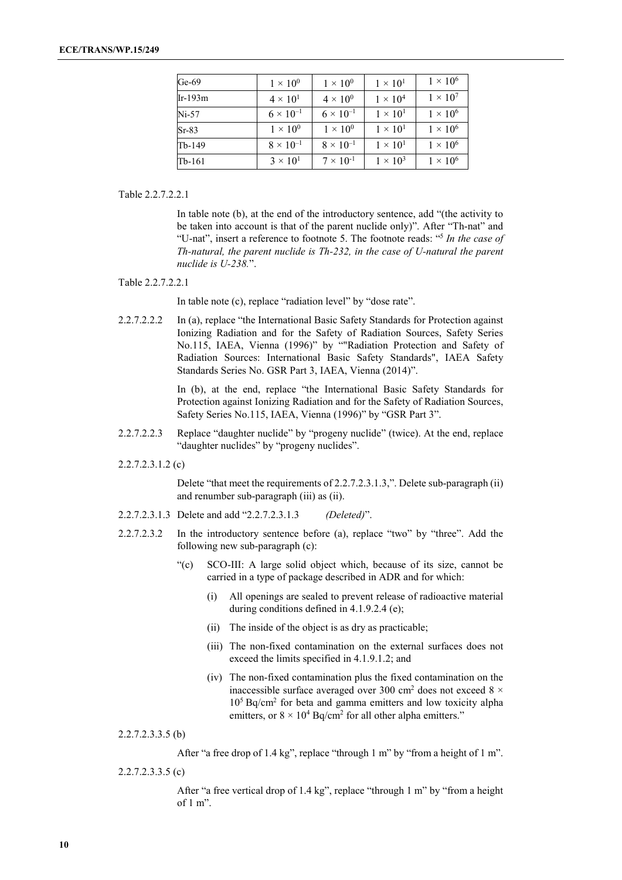| Ge-69 | $1 \times 10^{0}$ | $1 \times 10^{0}$ | $1 \times 10^{1}$ | $1 \times 10^{6}$ |
|---|---|---|---|---|
| Ir-193m | $4 \times 10^{1}$ | $4 \times 10^{0}$ | $1 \times 10^{4}$ | $1 \times 10^{7}$ |
| Ni-57 | $6 \times 10^{-1}$ | $6 \times 10^{-1}$ | $1 \times 10^{1}$ | $1 \times 10^{6}$ |
| Sr-83 | $1 \times 10^{0}$ | $1 \times 10^{0}$ | $1 \times 10^{1}$ | $1 \times 10^{6}$ |
| Tb-149 | $8 \times 10^{-1}$ | $8 \times 10^{-1}$ | $1 \times 10^{1}$ | $1 \times 10^{6}$ |
| Tb-161 | $3 \times 10^{1}$ | $7 \times 10^{-1}$ | $1 \times 10^{3}$ | $1 \times 10^{6}$ |

Table 2.2.7.2.2.1

In table note (b), at the end of the introductory sentence, add "(the activity to be taken into account is that of the parent nuclide only)". After "Th-nat" and "U-nat", insert a reference to footnote 5. The footnote reads: "[5] *In the case of Th-natural, the parent nuclide is Th-232, in the case of U-natural the parent nuclide is U-238.*".

Table 2.2.7.2.2.1

In table note (c), replace "radiation level" by "dose rate".

2.2.7.2.2.2 In (a), replace "the International Basic Safety Standards for Protection against Ionizing Radiation and for the Safety of Radiation Sources, Safety Series No.115, IAEA, Vienna (1996)" by ""Radiation Protection and Safety of Radiation Sources: International Basic Safety Standards", IAEA Safety Standards Series No. GSR Part 3, IAEA, Vienna (2014)".

In (b), at the end, replace "the International Basic Safety Standards for Protection against Ionizing Radiation and for the Safety of Radiation Sources, Safety Series No.115, IAEA, Vienna (1996)" by "GSR Part 3".

2.2.7.2.2.3 Replace "daughter nuclide" by "progeny nuclide" (twice). At the end, replace "daughter nuclides" by "progeny nuclides".

2.2.7.2.3.1.2 (c)

Delete "that meet the requirements of 2.2.7.2.3.1.3,". Delete sub-paragraph (ii) and renumber sub-paragraph (iii) as (ii).

2.2.7.2.3.1.3 Delete and add "2.2.7.2.3.1.3 *(Deleted)*".

2.2.7.2.3.2 In the introductory sentence before (a), replace "two" by "three". Add the following new sub-paragraph (c):

"(c) SCO-III: A large solid object which, because of its size, cannot be carried in a type of package described in ADR and for which:

(i) All openings are sealed to prevent release of radioactive material during conditions defined in 4.1.9.2.4 (e);

(ii) The inside of the object is as dry as practicable;

(iii) The non-fixed contamination on the external surfaces does not exceed the limits specified in 4.1.9.1.2; and

(iv) The non-fixed contamination plus the fixed contamination on the inaccessible surface averaged over 300 cm$^2$ does not exceed $8 \times 10^5$ Bq/cm$^2$ for beta and gamma emitters and low toxicity alpha emitters, or $8 \times 10^4$ Bq/cm$^2$ for all other alpha emitters."

2.2.7.2.3.3.5 (b)

After "a free drop of 1.4 kg", replace "through 1 m" by "from a height of 1 m".

2.2.7.2.3.3.5 (c)

After "a free vertical drop of 1.4 kg", replace "through 1 m" by "from a height of 1 m".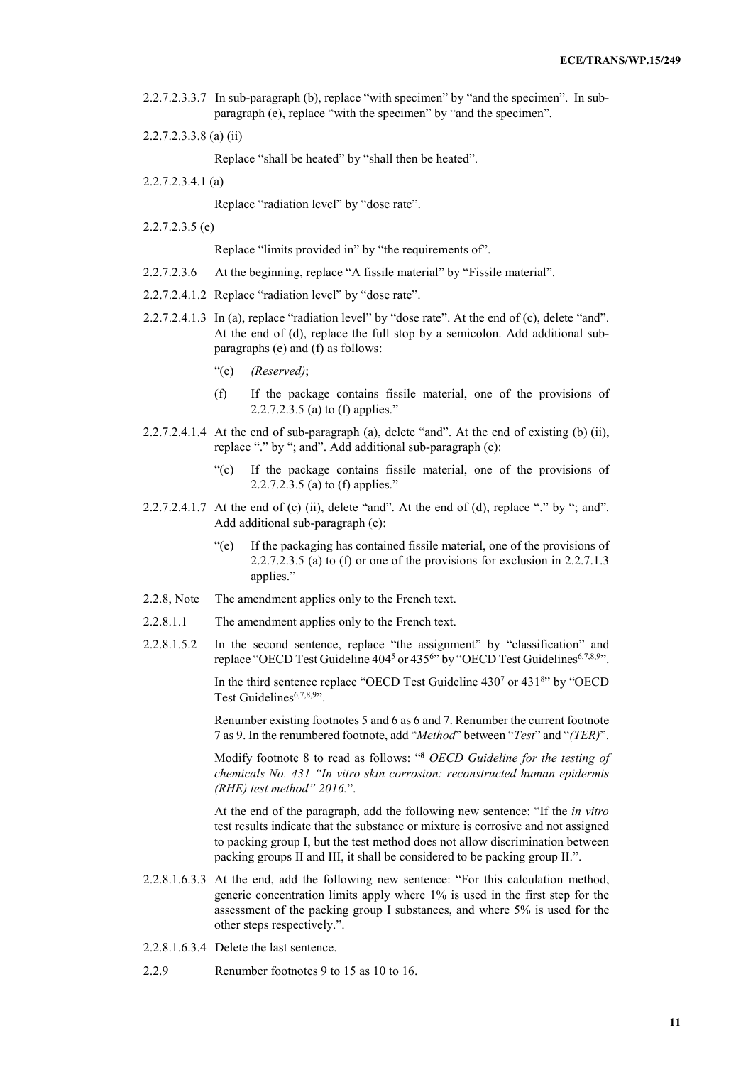2.2.7.2.3.3.7 In sub-paragraph (b), replace "with specimen" by "and the specimen". In sub-paragraph (e), replace "with the specimen" by "and the specimen".

2.2.7.2.3.3.8 (a) (ii)

Replace "shall be heated" by "shall then be heated".

2.2.7.2.3.4.1 (a)

Replace "radiation level" by "dose rate".

2.2.7.2.3.5 (e)

Replace "limits provided in" by "the requirements of".

2.2.7.2.3.6 At the beginning, replace "A fissile material" by "Fissile material".

2.2.7.2.4.1.2 Replace "radiation level" by "dose rate".

2.2.7.2.4.1.3 In (a), replace "radiation level" by "dose rate". At the end of (c), delete "and". At the end of (d), replace the full stop by a semicolon. Add additional sub-paragraphs (e) and (f) as follows:

"(e) *(Reserved)*;

(f) If the package contains fissile material, one of the provisions of 2.2.7.2.3.5 (a) to (f) applies."

2.2.7.2.4.1.4 At the end of sub-paragraph (a), delete "and". At the end of existing (b) (ii), replace "." by "; and". Add additional sub-paragraph (c):

"(c) If the package contains fissile material, one of the provisions of 2.2.7.2.3.5 (a) to (f) applies."

2.2.7.2.4.1.7 At the end of (c) (ii), delete "and". At the end of (d), replace "." by "; and". Add additional sub-paragraph (e):

"(e) If the packaging has contained fissile material, one of the provisions of 2.2.7.2.3.5 (a) to (f) or one of the provisions for exclusion in 2.2.7.1.3 applies."

2.2.8, Note The amendment applies only to the French text.

2.2.8.1.1 The amendment applies only to the French text.

2.2.8.1.5.2 In the second sentence, replace "the assignment" by "classification" and replace "OECD Test Guideline 404[5] or 435[6]" by "OECD Test Guidelines[6,7,8,9]".

In the third sentence replace "OECD Test Guideline 430[7] or 431[8]" by "OECD Test Guidelines[6,7,8,9]".

Renumber existing footnotes 5 and 6 as 6 and 7. Renumber the current footnote 7 as 9. In the renumbered footnote, add "*Method*" between "*Test*" and "*(TER)*".

Modify footnote 8 to read as follows: "**[8]** *OECD Guideline for the testing of chemicals No. 431 "In vitro skin corrosion: reconstructed human epidermis (RHE) test method" 2016.*".

At the end of the paragraph, add the following new sentence: "If the *in vitro* test results indicate that the substance or mixture is corrosive and not assigned to packing group I, but the test method does not allow discrimination between packing groups II and III, it shall be considered to be packing group II.".

2.2.8.1.6.3.3 At the end, add the following new sentence: "For this calculation method, generic concentration limits apply where 1% is used in the first step for the assessment of the packing group I substances, and where 5% is used for the other steps respectively.".

2.2.8.1.6.3.4 Delete the last sentence.

2.2.9 Renumber footnotes 9 to 15 as 10 to 16.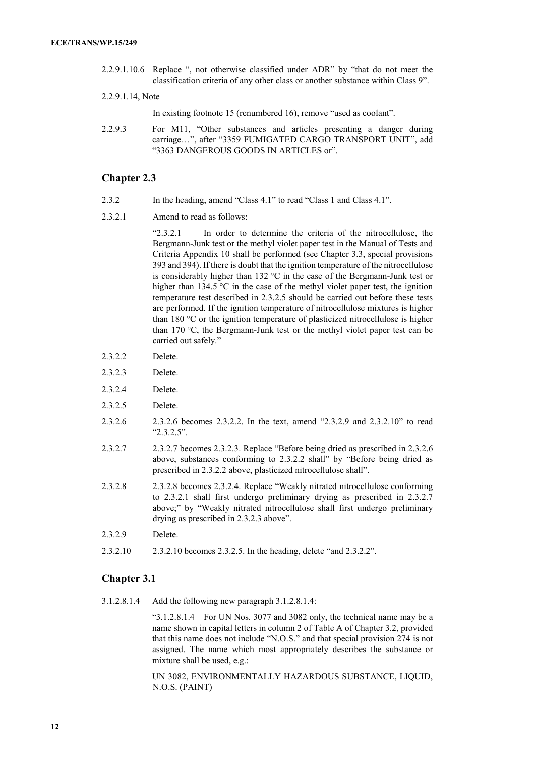2.2.9.1.10.6 Replace ", not otherwise classified under ADR" by "that do not meet the classification criteria of any other class or another substance within Class 9".

2.2.9.1.14, Note

In existing footnote 15 (renumbered 16), remove "used as coolant".

2.2.9.3 For M11, "Other substances and articles presenting a danger during carriage…", after "3359 FUMIGATED CARGO TRANSPORT UNIT", add "3363 DANGEROUS GOODS IN ARTICLES or".

## Chapter 2.3

2.3.2 In the heading, amend "Class 4.1" to read "Class 1 and Class 4.1".

2.3.2.1 Amend to read as follows:

"2.3.2.1 In order to determine the criteria of the nitrocellulose, the Bergmann-Junk test or the methyl violet paper test in the Manual of Tests and Criteria Appendix 10 shall be performed (see Chapter 3.3, special provisions 393 and 394). If there is doubt that the ignition temperature of the nitrocellulose is considerably higher than 132 °C in the case of the Bergmann-Junk test or higher than 134.5 °C in the case of the methyl violet paper test, the ignition temperature test described in 2.3.2.5 should be carried out before these tests are performed. If the ignition temperature of nitrocellulose mixtures is higher than 180 °C or the ignition temperature of plasticized nitrocellulose is higher than 170 °C, the Bergmann-Junk test or the methyl violet paper test can be carried out safely."

2.3.2.2 Delete.

2.3.2.3 Delete.

2.3.2.4 Delete.

2.3.2.5 Delete.

2.3.2.6 2.3.2.6 becomes 2.3.2.2. In the text, amend "2.3.2.9 and 2.3.2.10" to read "2.3.2.5".

2.3.2.7 2.3.2.7 becomes 2.3.2.3. Replace "Before being dried as prescribed in 2.3.2.6 above, substances conforming to 2.3.2.2 shall" by "Before being dried as prescribed in 2.3.2.2 above, plasticized nitrocellulose shall".

2.3.2.8 2.3.2.8 becomes 2.3.2.4. Replace "Weakly nitrated nitrocellulose conforming to 2.3.2.1 shall first undergo preliminary drying as prescribed in 2.3.2.7 above;" by "Weakly nitrated nitrocellulose shall first undergo preliminary drying as prescribed in 2.3.2.3 above".

2.3.2.9 Delete.

2.3.2.10 2.3.2.10 becomes 2.3.2.5. In the heading, delete "and 2.3.2.2".

## Chapter 3.1

3.1.2.8.1.4 Add the following new paragraph 3.1.2.8.1.4:

"3.1.2.8.1.4 For UN Nos. 3077 and 3082 only, the technical name may be a name shown in capital letters in column 2 of Table A of Chapter 3.2, provided that this name does not include "N.O.S." and that special provision 274 is not assigned. The name which most appropriately describes the substance or mixture shall be used, e.g.:

UN 3082, ENVIRONMENTALLY HAZARDOUS SUBSTANCE, LIQUID, N.O.S. (PAINT)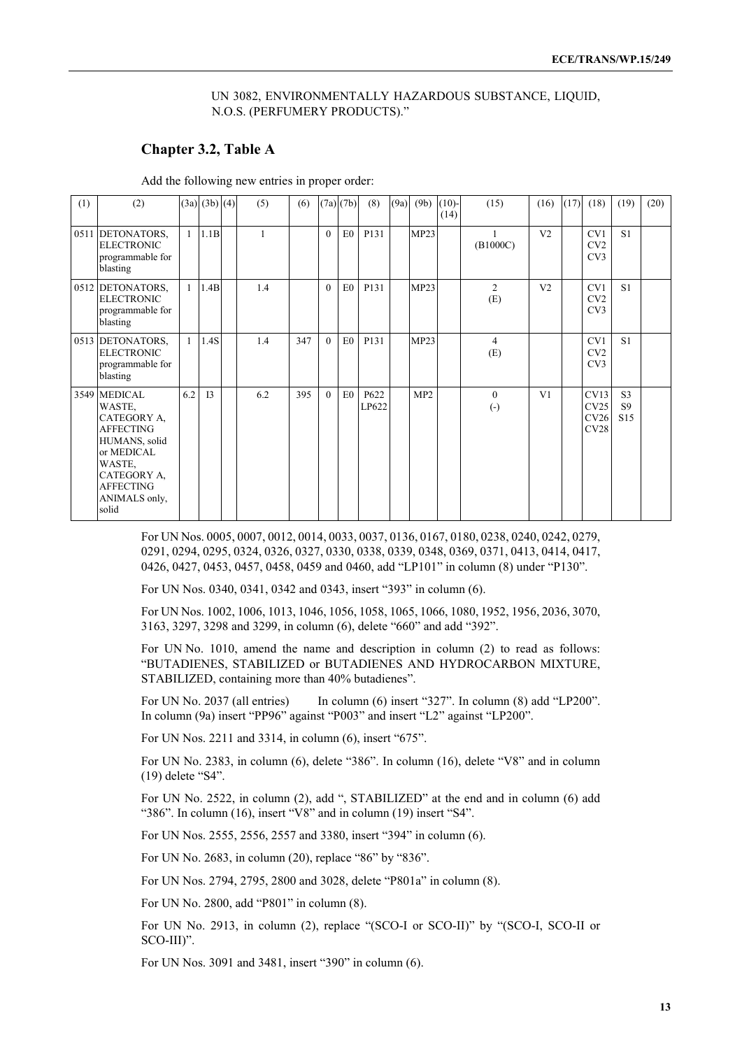UN 3082, ENVIRONMENTALLY HAZARDOUS SUBSTANCE, LIQUID, N.O.S. (PERFUMERY PRODUCTS)."

## Chapter 3.2, Table A

Add the following new entries in proper order:

| (1) | (2) | (3a) | (3b) | (4) | (5) | (6) | (7a) | (7b) | (8) | (9a) | (9b) | (10)-(14) | (15) | (16) | (17) | (18) | (19) | (20) |
|---|---|---|---|---|---|---|---|---|---|---|---|---|---|---|---|---|---|---|
| 0511 | DETONATORS, ELECTRONIC programmable for blasting | 1 | 1.1B | | 1 | | 0 | E0 | P131 | | MP23 | | 1 (B1000C) | V2 | | CV1 CV2 CV3 | S1 | |
| 0512 | DETONATORS, ELECTRONIC programmable for blasting | 1 | 1.4B | | 1.4 | | 0 | E0 | P131 | | MP23 | | 2 (E) | V2 | | CV1 CV2 CV3 | S1 | |
| 0513 | DETONATORS, ELECTRONIC programmable for blasting | 1 | 1.4S | | 1.4 | 347 | 0 | E0 | P131 | | MP23 | | 4 (E) | | | CV1 CV2 CV3 | S1 | |
| 3549 | MEDICAL WASTE, CATEGORY A, AFFECTING HUMANS, solid or MEDICAL WASTE, CATEGORY A, AFFECTING ANIMALS only, solid | 6.2 | I3 | | 6.2 | 395 | 0 | E0 | P622 LP622 | | MP2 | | 0 (-) | V1 | | CV13 CV25 CV26 CV28 | S3 S9 S15 | |

For UN Nos. 0005, 0007, 0012, 0014, 0033, 0037, 0136, 0167, 0180, 0238, 0240, 0242, 0279, 0291, 0294, 0295, 0324, 0326, 0327, 0330, 0338, 0339, 0348, 0369, 0371, 0413, 0414, 0417, 0426, 0427, 0453, 0457, 0458, 0459 and 0460, add "LP101" in column (8) under "P130".

For UN Nos. 0340, 0341, 0342 and 0343, insert "393" in column (6).

For UN Nos. 1002, 1006, 1013, 1046, 1056, 1058, 1065, 1066, 1080, 1952, 1956, 2036, 3070, 3163, 3297, 3298 and 3299, in column (6), delete "660" and add "392".

For UN No. 1010, amend the name and description in column (2) to read as follows: "BUTADIENES, STABILIZED or BUTADIENES AND HYDROCARBON MIXTURE, STABILIZED, containing more than 40% butadienes".

For UN No. 2037 (all entries)  In column (6) insert "327". In column (8) add "LP200". In column (9a) insert "PP96" against "P003" and insert "L2" against "LP200".

For UN Nos. 2211 and 3314, in column (6), insert "675".

For UN No. 2383, in column (6), delete "386". In column (16), delete "V8" and in column (19) delete "S4".

For UN No. 2522, in column (2), add ", STABILIZED" at the end and in column (6) add "386". In column (16), insert "V8" and in column (19) insert "S4".

For UN Nos. 2555, 2556, 2557 and 3380, insert "394" in column (6).

For UN No. 2683, in column (20), replace "86" by "836".

For UN Nos. 2794, 2795, 2800 and 3028, delete "P801a" in column (8).

For UN No. 2800, add "P801" in column (8).

For UN No. 2913, in column (2), replace "(SCO-I or SCO-II)" by "(SCO-I, SCO-II or SCO-III)".

For UN Nos. 3091 and 3481, insert "390" in column (6).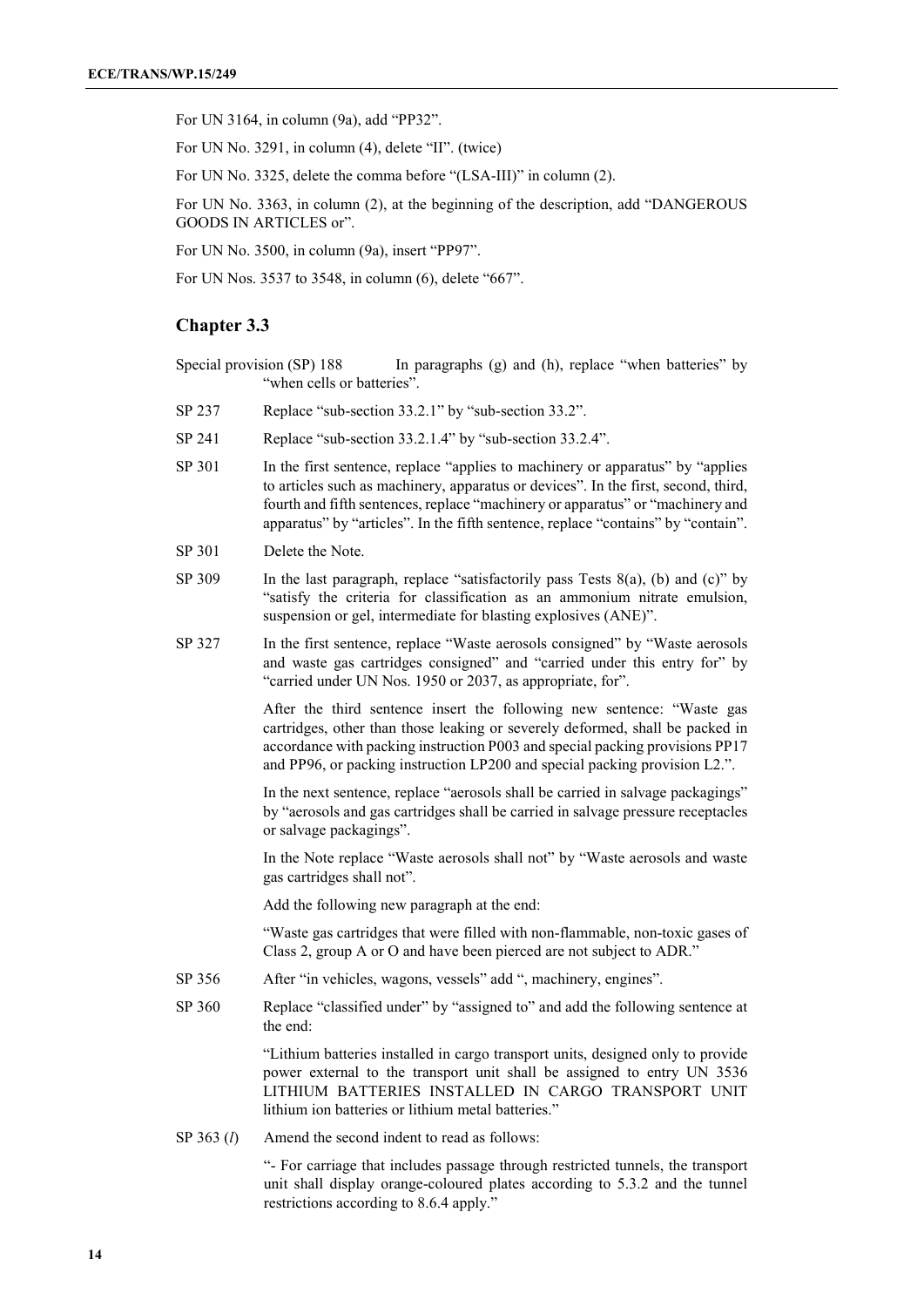For UN 3164, in column (9a), add "PP32".

For UN No. 3291, in column (4), delete "II". (twice)

For UN No. 3325, delete the comma before "(LSA-III)" in column (2).

For UN No. 3363, in column (2), at the beginning of the description, add "DANGEROUS GOODS IN ARTICLES or".

For UN No. 3500, in column (9a), insert "PP97".

For UN Nos. 3537 to 3548, in column (6), delete "667".

## Chapter 3.3

Special provision (SP) 188 In paragraphs (g) and (h), replace "when batteries" by "when cells or batteries".

SP 237 Replace "sub-section 33.2.1" by "sub-section 33.2".

SP 241 Replace "sub-section 33.2.1.4" by "sub-section 33.2.4".

SP 301 In the first sentence, replace "applies to machinery or apparatus" by "applies to articles such as machinery, apparatus or devices". In the first, second, third, fourth and fifth sentences, replace "machinery or apparatus" or "machinery and apparatus" by "articles". In the fifth sentence, replace "contains" by "contain".

SP 301 Delete the Note.

SP 309 In the last paragraph, replace "satisfactorily pass Tests 8(a), (b) and (c)" by "satisfy the criteria for classification as an ammonium nitrate emulsion, suspension or gel, intermediate for blasting explosives (ANE)".

SP 327 In the first sentence, replace "Waste aerosols consigned" by "Waste aerosols and waste gas cartridges consigned" and "carried under this entry for" by "carried under UN Nos. 1950 or 2037, as appropriate, for".

After the third sentence insert the following new sentence: "Waste gas cartridges, other than those leaking or severely deformed, shall be packed in accordance with packing instruction P003 and special packing provisions PP17 and PP96, or packing instruction LP200 and special packing provision L2.".

In the next sentence, replace "aerosols shall be carried in salvage packagings" by "aerosols and gas cartridges shall be carried in salvage pressure receptacles or salvage packagings".

In the Note replace "Waste aerosols shall not" by "Waste aerosols and waste gas cartridges shall not".

Add the following new paragraph at the end:

"Waste gas cartridges that were filled with non-flammable, non-toxic gases of Class 2, group A or O and have been pierced are not subject to ADR."

SP 356 After "in vehicles, wagons, vessels" add ", machinery, engines".

SP 360 Replace "classified under" by "assigned to" and add the following sentence at the end:

"Lithium batteries installed in cargo transport units, designed only to provide power external to the transport unit shall be assigned to entry UN 3536 LITHIUM BATTERIES INSTALLED IN CARGO TRANSPORT UNIT lithium ion batteries or lithium metal batteries."

SP 363 (*l*) Amend the second indent to read as follows:

"- For carriage that includes passage through restricted tunnels, the transport unit shall display orange-coloured plates according to 5.3.2 and the tunnel restrictions according to 8.6.4 apply."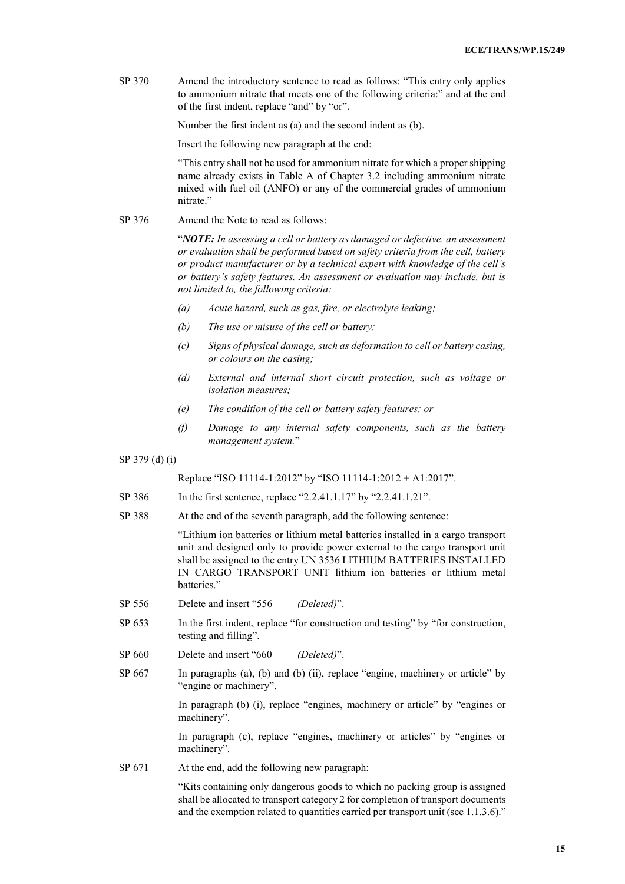SP 370 Amend the introductory sentence to read as follows: "This entry only applies to ammonium nitrate that meets one of the following criteria:" and at the end of the first indent, replace "and" by "or".

Number the first indent as (a) and the second indent as (b).

Insert the following new paragraph at the end:

"This entry shall not be used for ammonium nitrate for which a proper shipping name already exists in Table A of Chapter 3.2 including ammonium nitrate mixed with fuel oil (ANFO) or any of the commercial grades of ammonium nitrate."

SP 376 Amend the Note to read as follows:

"***NOTE:*** *In assessing a cell or battery as damaged or defective, an assessment or evaluation shall be performed based on safety criteria from the cell, battery or product manufacturer or by a technical expert with knowledge of the cell's or battery's safety features. An assessment or evaluation may include, but is not limited to, the following criteria:*

*(a) Acute hazard, such as gas, fire, or electrolyte leaking;*

*(b) The use or misuse of the cell or battery;*

*(c) Signs of physical damage, such as deformation to cell or battery casing, or colours on the casing;*

*(d) External and internal short circuit protection, such as voltage or isolation measures;*

*(e) The condition of the cell or battery safety features; or*

*(f) Damage to any internal safety components, such as the battery management system.*"

SP 379 (d) (i)

Replace "ISO 11114-1:2012" by "ISO 11114-1:2012 + A1:2017".

SP 386 In the first sentence, replace "2.2.41.1.17" by "2.2.41.1.21".

SP 388 At the end of the seventh paragraph, add the following sentence:

"Lithium ion batteries or lithium metal batteries installed in a cargo transport unit and designed only to provide power external to the cargo transport unit shall be assigned to the entry UN 3536 LITHIUM BATTERIES INSTALLED IN CARGO TRANSPORT UNIT lithium ion batteries or lithium metal batteries."

SP 556 Delete and insert "556 *(Deleted)*".

SP 653 In the first indent, replace "for construction and testing" by "for construction, testing and filling".

SP 660 Delete and insert "660 *(Deleted)*".

SP 667 In paragraphs (a), (b) and (b) (ii), replace "engine, machinery or article" by "engine or machinery".

In paragraph (b) (i), replace "engines, machinery or article" by "engines or machinery".

In paragraph (c), replace "engines, machinery or articles" by "engines or machinery".

SP 671 At the end, add the following new paragraph:

"Kits containing only dangerous goods to which no packing group is assigned shall be allocated to transport category 2 for completion of transport documents and the exemption related to quantities carried per transport unit (see 1.1.3.6)."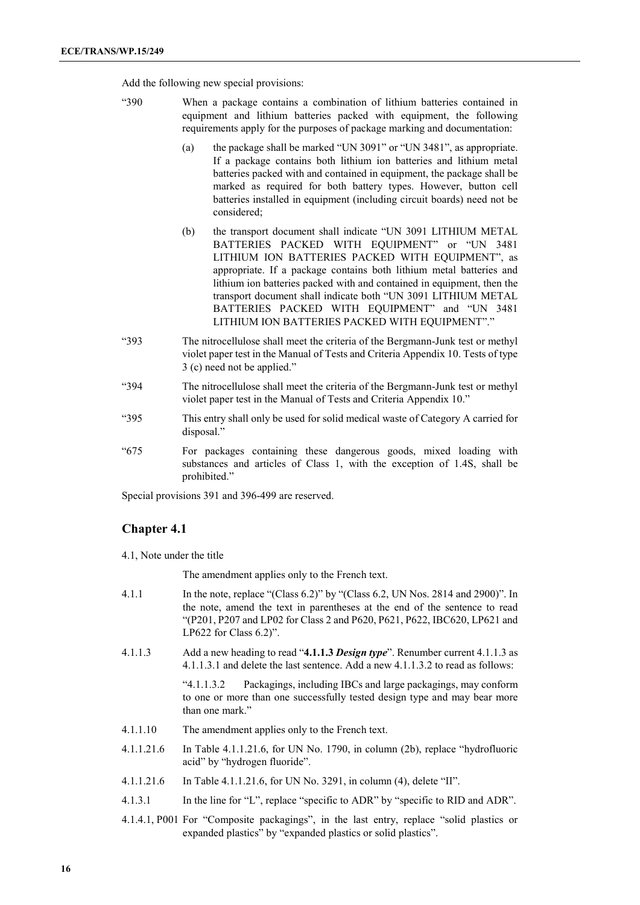Add the following new special provisions:

"390 When a package contains a combination of lithium batteries contained in equipment and lithium batteries packed with equipment, the following requirements apply for the purposes of package marking and documentation:

(a) the package shall be marked "UN 3091" or "UN 3481", as appropriate. If a package contains both lithium ion batteries and lithium metal batteries packed with and contained in equipment, the package shall be marked as required for both battery types. However, button cell batteries installed in equipment (including circuit boards) need not be considered;

(b) the transport document shall indicate "UN 3091 LITHIUM METAL BATTERIES PACKED WITH EQUIPMENT" or "UN 3481 LITHIUM ION BATTERIES PACKED WITH EQUIPMENT", as appropriate. If a package contains both lithium metal batteries and lithium ion batteries packed with and contained in equipment, then the transport document shall indicate both "UN 3091 LITHIUM METAL BATTERIES PACKED WITH EQUIPMENT" and "UN 3481 LITHIUM ION BATTERIES PACKED WITH EQUIPMENT"."

"393 The nitrocellulose shall meet the criteria of the Bergmann-Junk test or methyl violet paper test in the Manual of Tests and Criteria Appendix 10. Tests of type 3 (c) need not be applied."

"394 The nitrocellulose shall meet the criteria of the Bergmann-Junk test or methyl violet paper test in the Manual of Tests and Criteria Appendix 10."

"395 This entry shall only be used for solid medical waste of Category A carried for disposal."

"675 For packages containing these dangerous goods, mixed loading with substances and articles of Class 1, with the exception of 1.4S, shall be prohibited."

Special provisions 391 and 396-499 are reserved.

## Chapter 4.1

4.1, Note under the title

The amendment applies only to the French text.

4.1.1 In the note, replace "(Class 6.2)" by "(Class 6.2, UN Nos. 2814 and 2900)". In the note, amend the text in parentheses at the end of the sentence to read "(P201, P207 and LP02 for Class 2 and P620, P621, P622, IBC620, LP621 and LP622 for Class 6.2)".

4.1.1.3 Add a new heading to read "**4.1.1.3** ***Design type***". Renumber current 4.1.1.3 as 4.1.1.3.1 and delete the last sentence. Add a new 4.1.1.3.2 to read as follows:

"4.1.1.3.2 Packagings, including IBCs and large packagings, may conform to one or more than one successfully tested design type and may bear more than one mark."

4.1.1.10 The amendment applies only to the French text.

4.1.1.21.6 In Table 4.1.1.21.6, for UN No. 1790, in column (2b), replace "hydrofluoric acid" by "hydrogen fluoride".

4.1.1.21.6 In Table 4.1.1.21.6, for UN No. 3291, in column (4), delete "II".

4.1.3.1 In the line for "L", replace "specific to ADR" by "specific to RID and ADR".

4.1.4.1, P001 For "Composite packagings", in the last entry, replace "solid plastics or expanded plastics" by "expanded plastics or solid plastics".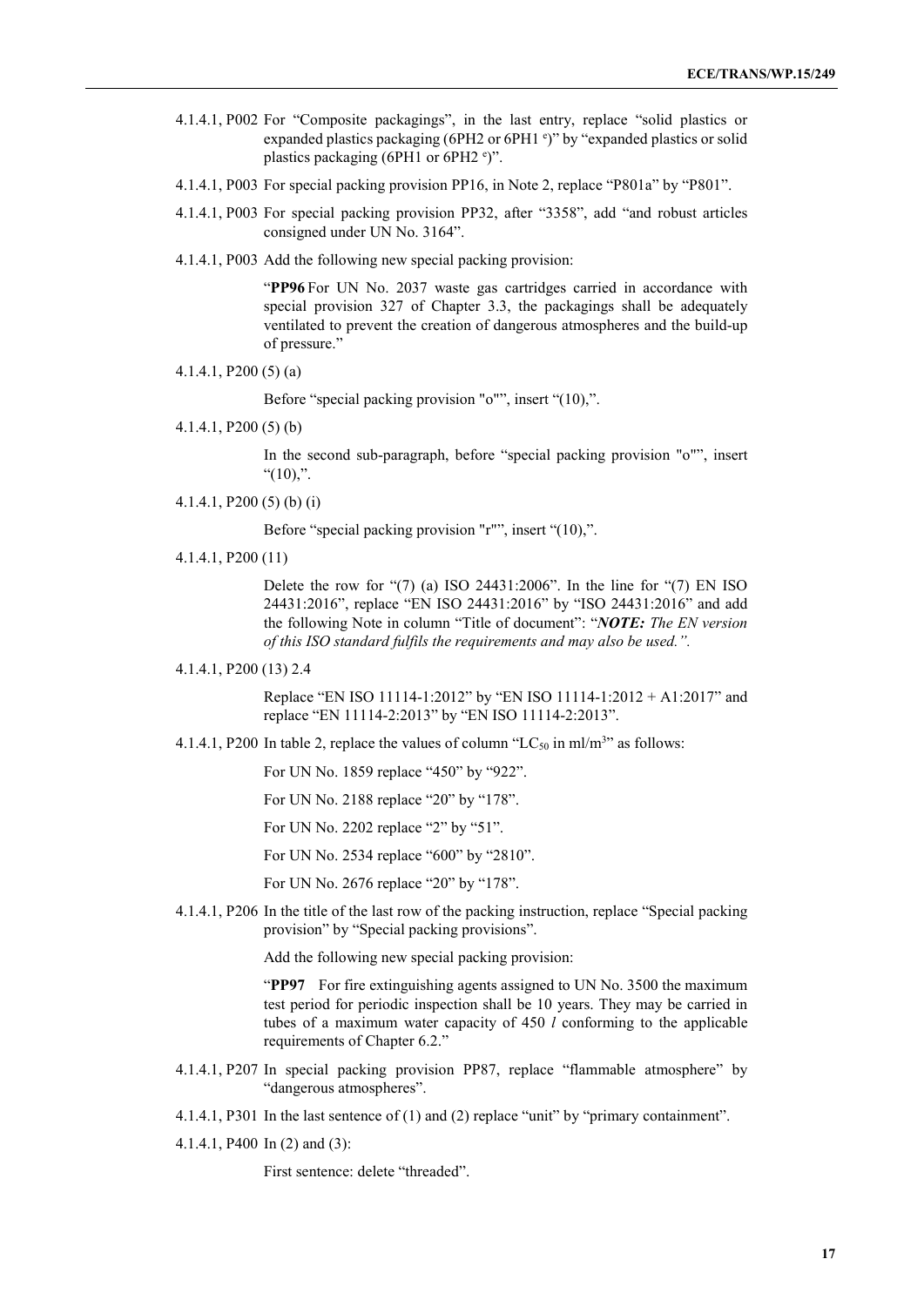4.1.4.1, P002 For "Composite packagings", in the last entry, replace "solid plastics or expanded plastics packaging (6PH2 or 6PH1 [e])" by "expanded plastics or solid plastics packaging (6PH1 or 6PH2 [e])".

4.1.4.1, P003 For special packing provision PP16, in Note 2, replace "P801a" by "P801".

4.1.4.1, P003 For special packing provision PP32, after "3358", add "and robust articles consigned under UN No. 3164".

4.1.4.1, P003 Add the following new special packing provision:

"**PP96** For UN No. 2037 waste gas cartridges carried in accordance with special provision 327 of Chapter 3.3, the packagings shall be adequately ventilated to prevent the creation of dangerous atmospheres and the build-up of pressure."

4.1.4.1, P200 (5) (a)

Before "special packing provision "o"", insert "(10),".

4.1.4.1, P200 (5) (b)

In the second sub-paragraph, before "special packing provision "o"", insert "(10),".

4.1.4.1, P200 (5) (b) (i)

Before "special packing provision "r"", insert "(10),".

4.1.4.1, P200 (11)

Delete the row for "(7) (a) ISO 24431:2006". In the line for "(7) EN ISO 24431:2016", replace "EN ISO 24431:2016" by "ISO 24431:2016" and add the following Note in column "Title of document": "***NOTE:*** *The EN version of this ISO standard fulfils the requirements and may also be used.*".

4.1.4.1, P200 (13) 2.4

Replace "EN ISO 11114-1:2012" by "EN ISO 11114-1:2012 + A1:2017" and replace "EN 11114-2:2013" by "EN ISO 11114-2:2013".

4.1.4.1, P200 In table 2, replace the values of column "$LC_{50}$ in ml/m$^3$" as follows:

For UN No. 1859 replace "450" by "922".

For UN No. 2188 replace "20" by "178".

For UN No. 2202 replace "2" by "51".

For UN No. 2534 replace "600" by "2810".

For UN No. 2676 replace "20" by "178".

4.1.4.1, P206 In the title of the last row of the packing instruction, replace "Special packing provision" by "Special packing provisions".

Add the following new special packing provision:

"**PP97** For fire extinguishing agents assigned to UN No. 3500 the maximum test period for periodic inspection shall be 10 years. They may be carried in tubes of a maximum water capacity of 450 *l* conforming to the applicable requirements of Chapter 6.2."

4.1.4.1, P207 In special packing provision PP87, replace "flammable atmosphere" by "dangerous atmospheres".

4.1.4.1, P301 In the last sentence of (1) and (2) replace "unit" by "primary containment".

4.1.4.1, P400 In (2) and (3):

First sentence: delete "threaded".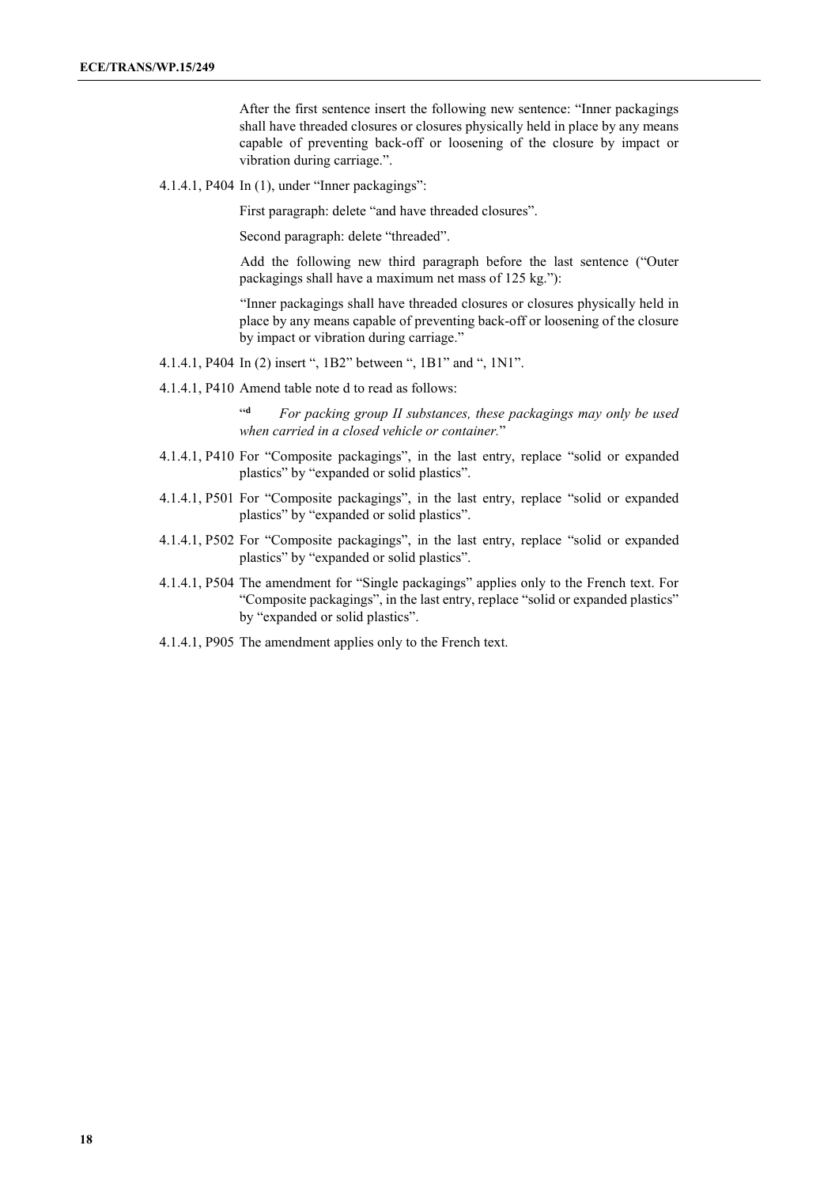After the first sentence insert the following new sentence: "Inner packagings shall have threaded closures or closures physically held in place by any means capable of preventing back-off or loosening of the closure by impact or vibration during carriage.".

4.1.4.1, P404 In (1), under "Inner packagings":

First paragraph: delete "and have threaded closures".

Second paragraph: delete "threaded".

Add the following new third paragraph before the last sentence ("Outer packagings shall have a maximum net mass of 125 kg."):

"Inner packagings shall have threaded closures or closures physically held in place by any means capable of preventing back-off or loosening of the closure by impact or vibration during carriage."

4.1.4.1, P404 In (2) insert ", 1B2" between ", 1B1" and ", 1N1".

4.1.4.1, P410 Amend table note d to read as follows:

"[d] *For packing group II substances, these packagings may only be used when carried in a closed vehicle or container.*"

4.1.4.1, P410 For "Composite packagings", in the last entry, replace "solid or expanded plastics" by "expanded or solid plastics".

4.1.4.1, P501 For "Composite packagings", in the last entry, replace "solid or expanded plastics" by "expanded or solid plastics".

4.1.4.1, P502 For "Composite packagings", in the last entry, replace "solid or expanded plastics" by "expanded or solid plastics".

4.1.4.1, P504 The amendment for "Single packagings" applies only to the French text. For "Composite packagings", in the last entry, replace "solid or expanded plastics" by "expanded or solid plastics".

4.1.4.1, P905 The amendment applies only to the French text.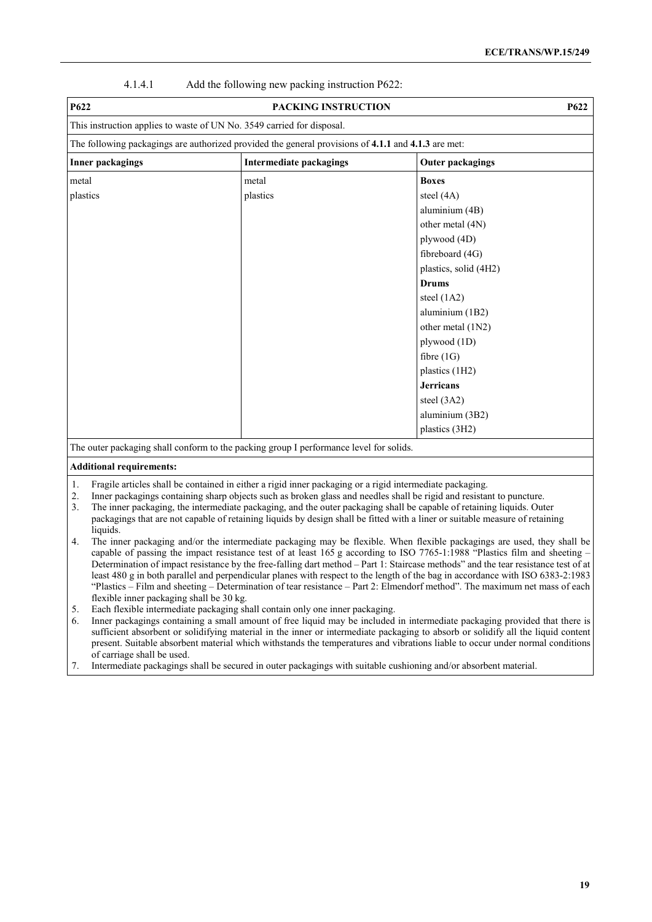4.1.4.1 Add the following new packing instruction P622:

| P622 | PACKING INSTRUCTION | P622 |
|---|---|---|
| This instruction applies to waste of UN No. 3549 carried for disposal. | | |
| The following packagings are authorized provided the general provisions of **4.1.1** and **4.1.3** are met: | | |
| **Inner packagings** | **Intermediate packagings** | **Outer packagings** |
| metal<br>plastics | metal<br>plastics | **Boxes**<br>steel (4A)<br>aluminium (4B)<br>other metal (4N)<br>plywood (4D)<br>fibreboard (4G)<br>plastics, solid (4H2)<br>**Drums**<br>steel (1A2)<br>aluminium (1B2)<br>other metal (1N2)<br>plywood (1D)<br>fibre (1G)<br>plastics (1H2)<br>**Jerricans**<br>steel (3A2)<br>aluminium (3B2)<br>plastics (3H2) |
| The outer packaging shall conform to the packing group I performance level for solids. | | |
| **Additional requirements:** | | |
| 1. Fragile articles shall be contained in either a rigid inner packaging or a rigid intermediate packaging.<br>2. Inner packagings containing sharp objects such as broken glass and needles shall be rigid and resistant to puncture.<br>3. The inner packaging, the intermediate packaging, and the outer packaging shall be capable of retaining liquids. Outer packagings that are not capable of retaining liquids by design shall be fitted with a liner or suitable measure of retaining liquids.<br>4. The inner packaging and/or the intermediate packaging may be flexible. When flexible packagings are used, they shall be capable of passing the impact resistance test of at least 165 g according to ISO 7765-1:1988 "Plastics film and sheeting – Determination of impact resistance by the free-falling dart method – Part 1: Staircase methods" and the tear resistance test of at least 480 g in both parallel and perpendicular planes with respect to the length of the bag in accordance with ISO 6383-2:1983 "Plastics – Film and sheeting – Determination of tear resistance – Part 2: Elmendorf method". The maximum net mass of each flexible inner packaging shall be 30 kg.<br>5. Each flexible intermediate packaging shall contain only one inner packaging.<br>6. Inner packagings containing a small amount of free liquid may be included in intermediate packaging provided that there is sufficient absorbent or solidifying material in the inner or intermediate packaging to absorb or solidify all the liquid content present. Suitable absorbent material which withstands the temperatures and vibrations liable to occur under normal conditions of carriage shall be used.<br>7. Intermediate packagings shall be secured in outer packagings with suitable cushioning and/or absorbent material. | | |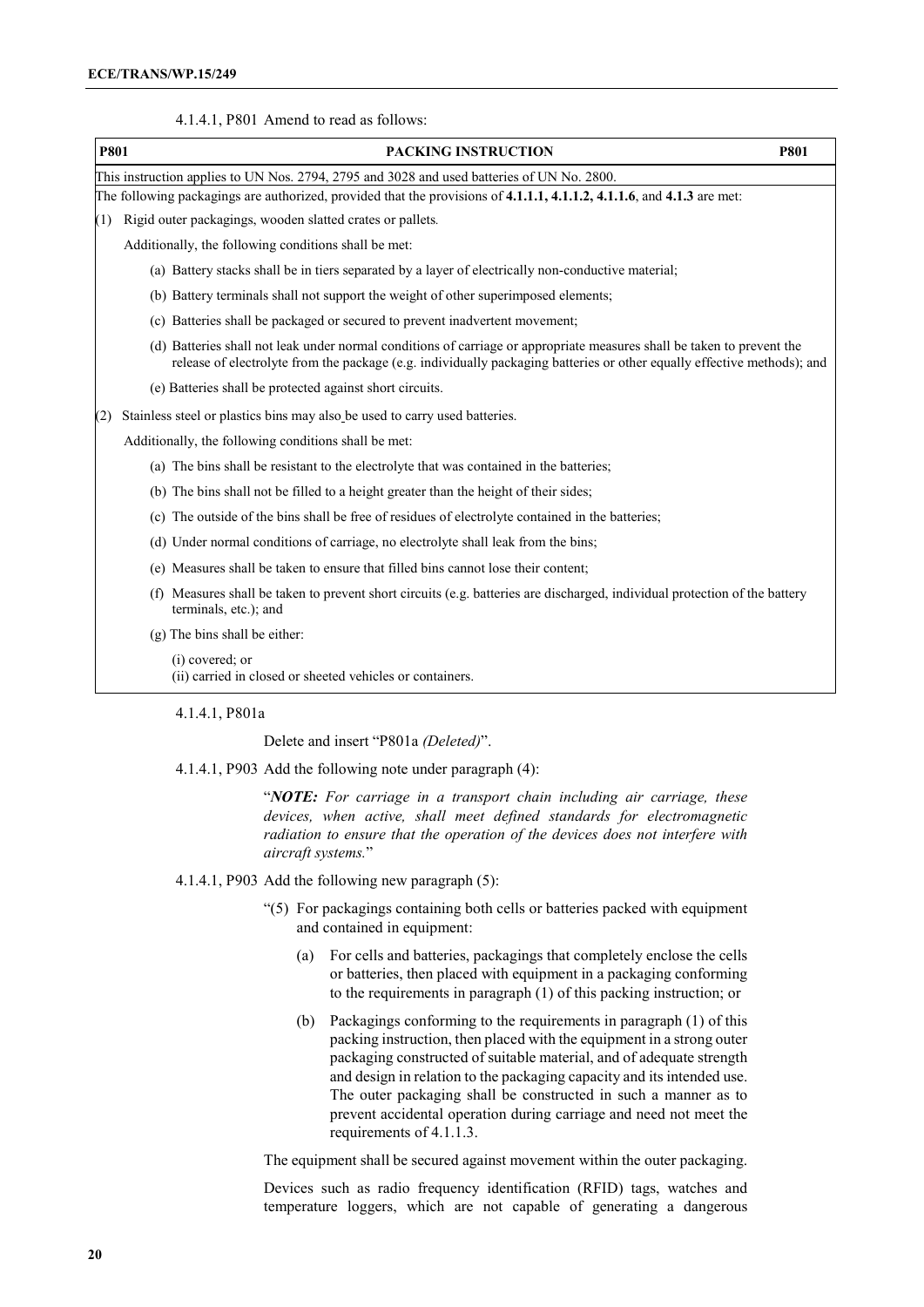4.1.4.1, P801 Amend to read as follows:

| P801 | PACKING INSTRUCTION | P801 |
|---|---|---|
| This instruction applies to UN Nos. 2794, 2795 and 3028 and used batteries of UN No. 2800. | | |
| The following packagings are authorized, provided that the provisions of **4.1.1.1, 4.1.1.2, 4.1.1.6**, and **4.1.3** are met: | | |
| (1) Rigid outer packagings, wooden slatted crates or pallets. <br><br> Additionally, the following conditions shall be met: <br><br> (a) Battery stacks shall be in tiers separated by a layer of electrically non-conductive material; <br><br> (b) Battery terminals shall not support the weight of other superimposed elements; <br><br> (c) Batteries shall be packaged or secured to prevent inadvertent movement; <br><br> (d) Batteries shall not leak under normal conditions of carriage or appropriate measures shall be taken to prevent the release of electrolyte from the package (e.g. individually packaging batteries or other equally effective methods); and <br><br> (e) Batteries shall be protected against short circuits. | | |
| (2) Stainless steel or plastics bins may also be used to carry used batteries. <br><br> Additionally, the following conditions shall be met: <br><br> (a) The bins shall be resistant to the electrolyte that was contained in the batteries; <br><br> (b) The bins shall not be filled to a height greater than the height of their sides; <br><br> (c) The outside of the bins shall be free of residues of electrolyte contained in the batteries; <br><br> (d) Under normal conditions of carriage, no electrolyte shall leak from the bins; <br><br> (e) Measures shall be taken to ensure that filled bins cannot lose their content; <br><br> (f) Measures shall be taken to prevent short circuits (e.g. batteries are discharged, individual protection of the battery terminals, etc.); and <br><br> (g) The bins shall be either: <br> (i) covered; or <br> (ii) carried in closed or sheeted vehicles or containers. | | |

4.1.4.1, P801a

Delete and insert "P801a *(Deleted)*".

4.1.4.1, P903 Add the following note under paragraph (4):

"***NOTE:*** *For carriage in a transport chain including air carriage, these devices, when active, shall meet defined standards for electromagnetic radiation to ensure that the operation of the devices does not interfere with aircraft systems.*"

4.1.4.1, P903 Add the following new paragraph (5):

"(5) For packagings containing both cells or batteries packed with equipment and contained in equipment:

(a) For cells and batteries, packagings that completely enclose the cells or batteries, then placed with equipment in a packaging conforming to the requirements in paragraph (1) of this packing instruction; or

(b) Packagings conforming to the requirements in paragraph (1) of this packing instruction, then placed with the equipment in a strong outer packaging constructed of suitable material, and of adequate strength and design in relation to the packaging capacity and its intended use. The outer packaging shall be constructed in such a manner as to prevent accidental operation during carriage and need not meet the requirements of 4.1.1.3.

The equipment shall be secured against movement within the outer packaging.

Devices such as radio frequency identification (RFID) tags, watches and temperature loggers, which are not capable of generating a dangerous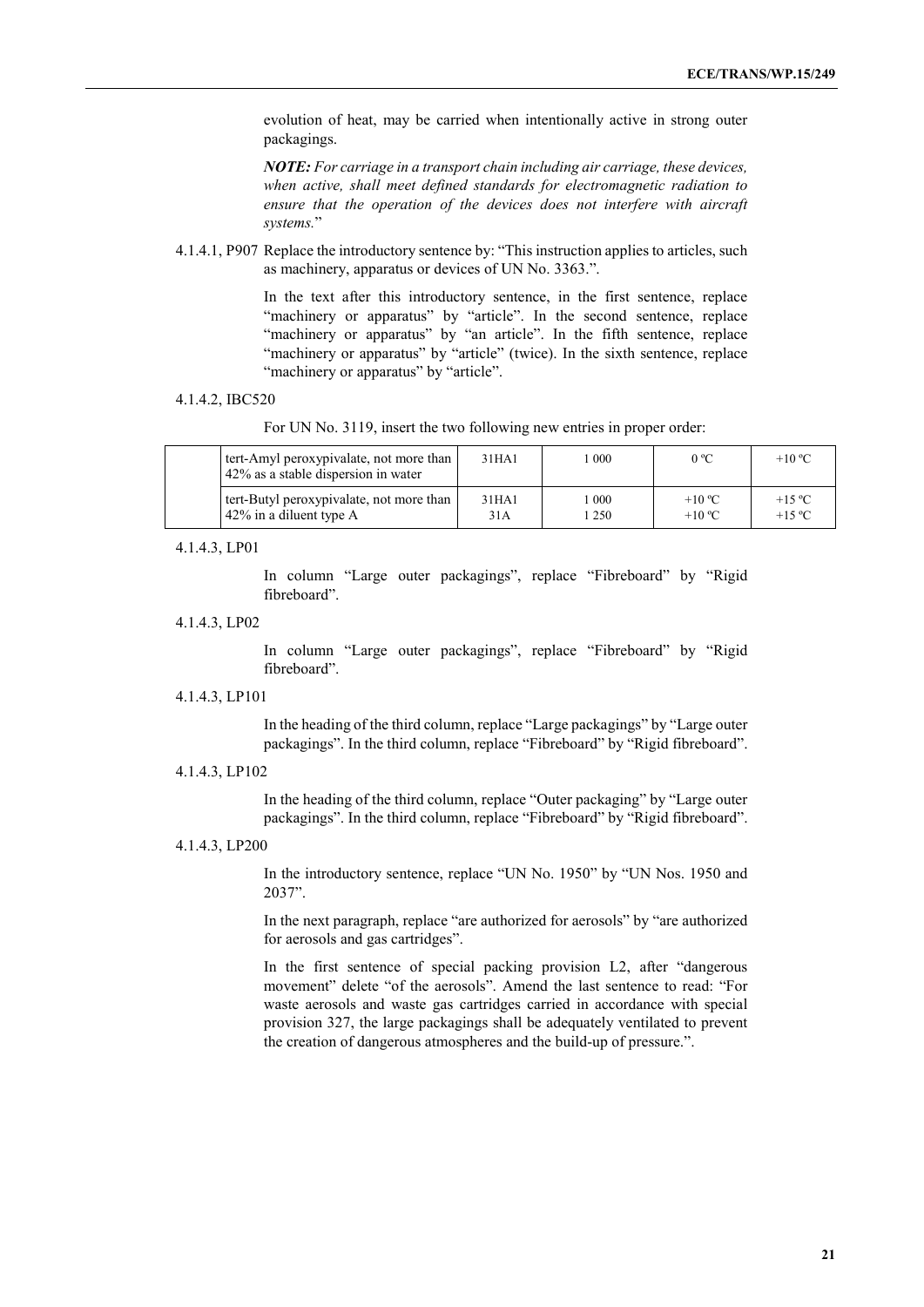evolution of heat, may be carried when intentionally active in strong outer packagings.

***NOTE:*** *For carriage in a transport chain including air carriage, these devices, when active, shall meet defined standards for electromagnetic radiation to ensure that the operation of the devices does not interfere with aircraft systems.*"

4.1.4.1, P907 Replace the introductory sentence by: "This instruction applies to articles, such as machinery, apparatus or devices of UN No. 3363.".

In the text after this introductory sentence, in the first sentence, replace "machinery or apparatus" by "article". In the second sentence, replace "machinery or apparatus" by "an article". In the fifth sentence, replace "machinery or apparatus" by "article" (twice). In the sixth sentence, replace "machinery or apparatus" by "article".

4.1.4.2, IBC520

For UN No. 3119, insert the two following new entries in proper order:

| | | | | | |
|---|---|---|---|---|---|
| | tert-Amyl peroxypivalate, not more than 42% as a stable dispersion in water | 31HA1 | 1 000 | 0 ºC | +10 ºC |
| | tert-Butyl peroxypivalate, not more than 42% in a diluent type A | 31HA1<br>31A | 1 000<br>1 250 | +10 ºC<br>+10 ºC | +15 ºC<br>+15 ºC |

4.1.4.3, LP01

In column "Large outer packagings", replace "Fibreboard" by "Rigid fibreboard".

4.1.4.3, LP02

In column "Large outer packagings", replace "Fibreboard" by "Rigid fibreboard".

4.1.4.3, LP101

In the heading of the third column, replace "Large packagings" by "Large outer packagings". In the third column, replace "Fibreboard" by "Rigid fibreboard".

4.1.4.3, LP102

In the heading of the third column, replace "Outer packaging" by "Large outer packagings". In the third column, replace "Fibreboard" by "Rigid fibreboard".

4.1.4.3, LP200

In the introductory sentence, replace "UN No. 1950" by "UN Nos. 1950 and 2037".

In the next paragraph, replace "are authorized for aerosols" by "are authorized for aerosols and gas cartridges".

In the first sentence of special packing provision L2, after "dangerous movement" delete "of the aerosols". Amend the last sentence to read: "For waste aerosols and waste gas cartridges carried in accordance with special provision 327, the large packagings shall be adequately ventilated to prevent the creation of dangerous atmospheres and the build-up of pressure.".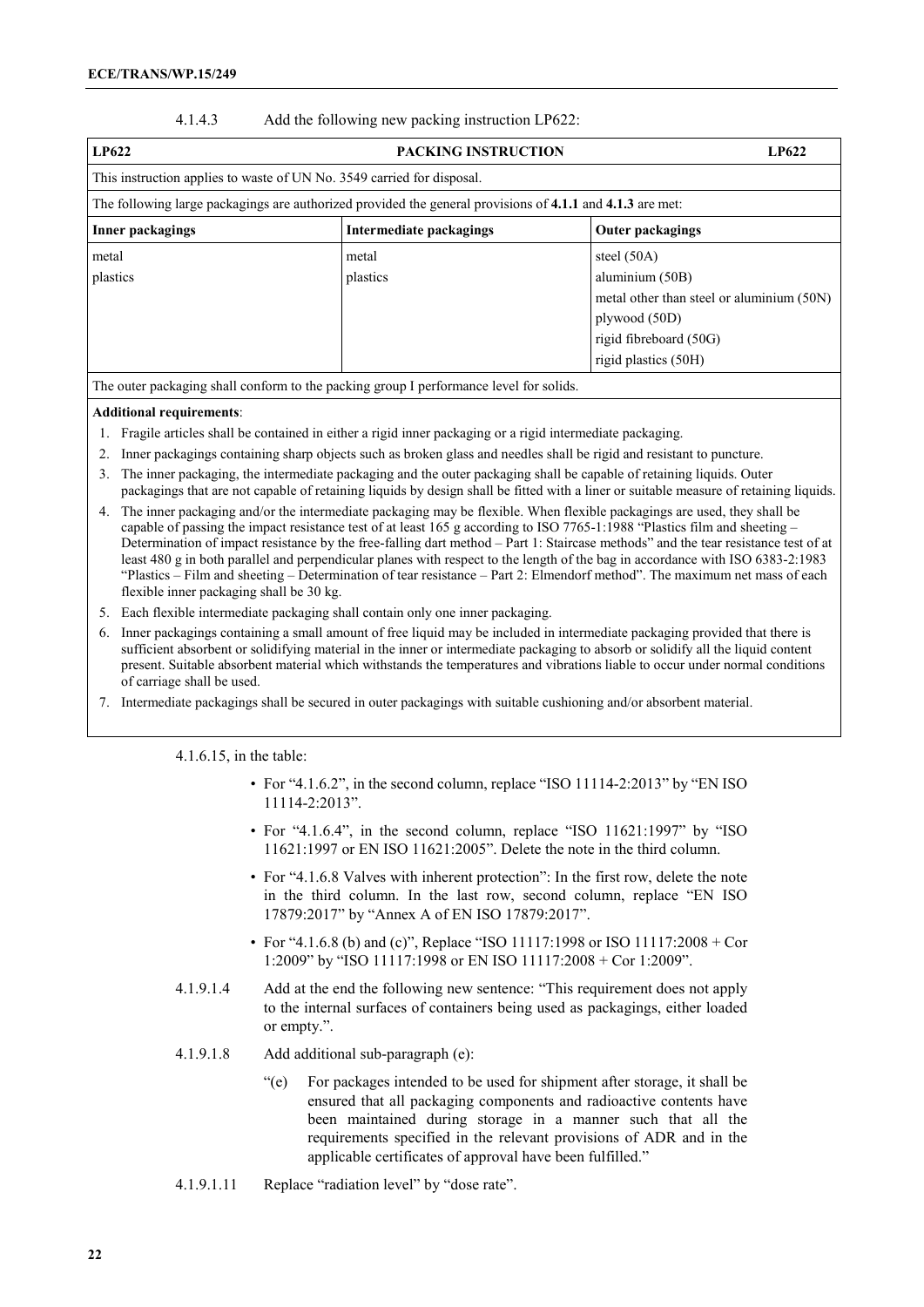4.1.4.3 Add the following new packing instruction LP622:

| LP622 | PACKING INSTRUCTION | LP622 |
|---|---|---|
| This instruction applies to waste of UN No. 3549 carried for disposal. | | |
| The following large packagings are authorized provided the general provisions of **4.1.1** and **4.1.3** are met: | | |
| **Inner packagings** | **Intermediate packagings** | **Outer packagings** |
| metal<br>plastics | metal<br>plastics | steel (50A)<br>aluminium (50B)<br>metal other than steel or aluminium (50N)<br>plywood (50D)<br>rigid fibreboard (50G)<br>rigid plastics (50H) |
| The outer packaging shall conform to the packing group I performance level for solids. | | |
| **Additional requirements**:<br>1. Fragile articles shall be contained in either a rigid inner packaging or a rigid intermediate packaging.<br>2. Inner packagings containing sharp objects such as broken glass and needles shall be rigid and resistant to puncture.<br>3. The inner packaging, the intermediate packaging and the outer packaging shall be capable of retaining liquids. Outer packagings that are not capable of retaining liquids by design shall be fitted with a liner or suitable measure of retaining liquids.<br>4. The inner packaging and/or the intermediate packaging may be flexible. When flexible packagings are used, they shall be capable of passing the impact resistance test of at least 165 g according to ISO 7765-1:1988 "Plastics film and sheeting – Determination of impact resistance by the free-falling dart method – Part 1: Staircase methods" and the tear resistance test of at least 480 g in both parallel and perpendicular planes with respect to the length of the bag in accordance with ISO 6383-2:1983 "Plastics – Film and sheeting – Determination of tear resistance – Part 2: Elmendorf method". The maximum net mass of each flexible inner packaging shall be 30 kg.<br>5. Each flexible intermediate packaging shall contain only one inner packaging.<br>6. Inner packagings containing a small amount of free liquid may be included in intermediate packaging provided that there is sufficient absorbent or solidifying material in the inner or intermediate packaging to absorb or solidify all the liquid content present. Suitable absorbent material which withstands the temperatures and vibrations liable to occur under normal conditions of carriage shall be used.<br>7. Intermediate packagings shall be secured in outer packagings with suitable cushioning and/or absorbent material. | | |

4.1.6.15, in the table:

- For "4.1.6.2", in the second column, replace "ISO 11114-2:2013" by "EN ISO 11114-2:2013".
- For "4.1.6.4", in the second column, replace "ISO 11621:1997" by "ISO 11621:1997 or EN ISO 11621:2005". Delete the note in the third column.
- For "4.1.6.8 Valves with inherent protection": In the first row, delete the note in the third column. In the last row, second column, replace "EN ISO 17879:2017" by "Annex A of EN ISO 17879:2017".
- For "4.1.6.8 (b) and (c)", Replace "ISO 11117:1998 or ISO 11117:2008 + Cor 1:2009" by "ISO 11117:1998 or EN ISO 11117:2008 + Cor 1:2009".

4.1.9.1.4 Add at the end the following new sentence: "This requirement does not apply to the internal surfaces of containers being used as packagings, either loaded or empty.".

4.1.9.1.8 Add additional sub-paragraph (e):

"(e) For packages intended to be used for shipment after storage, it shall be ensured that all packaging components and radioactive contents have been maintained during storage in a manner such that all the requirements specified in the relevant provisions of ADR and in the applicable certificates of approval have been fulfilled."

4.1.9.1.11 Replace "radiation level" by "dose rate".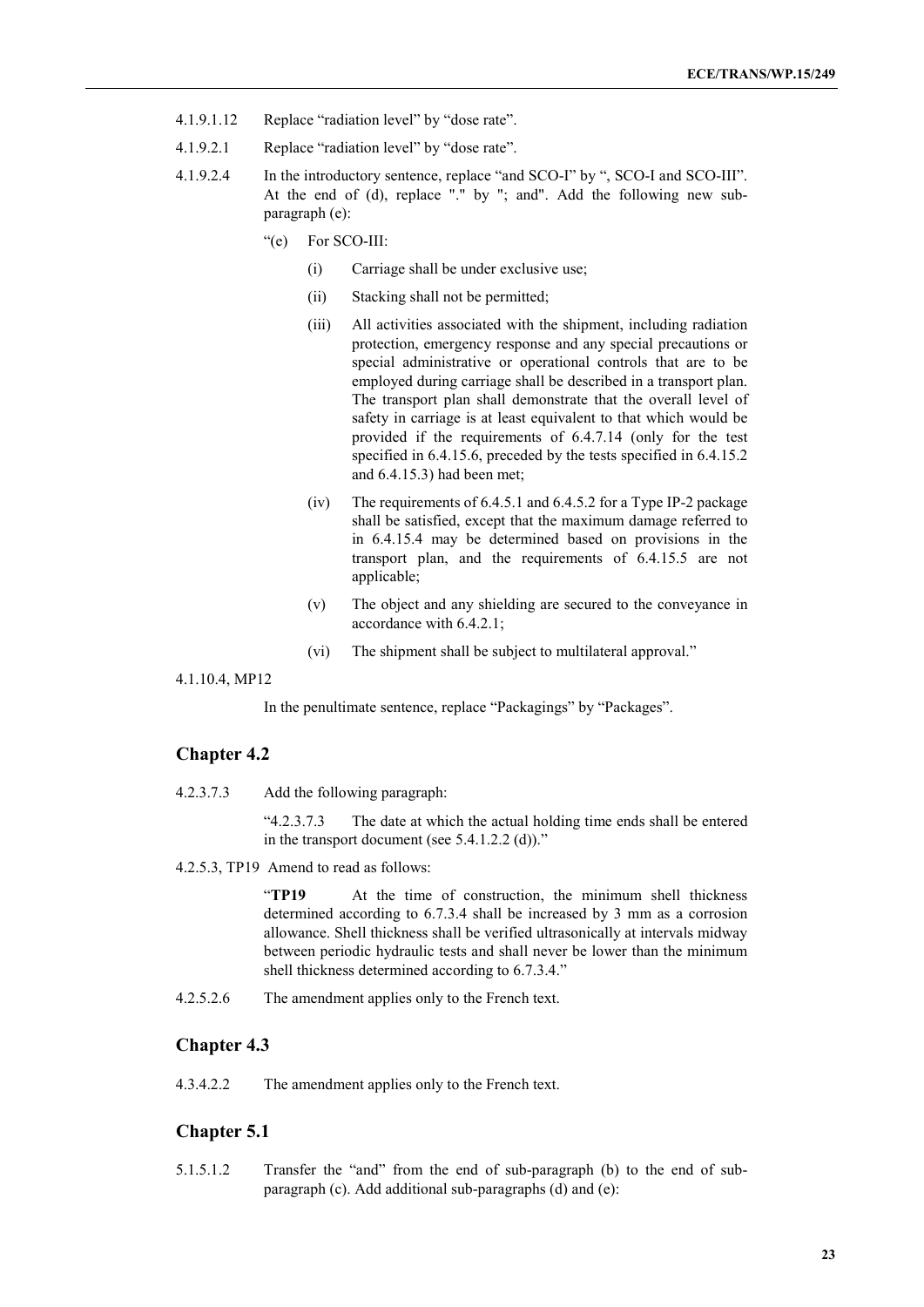4.1.9.1.12 Replace “radiation level” by “dose rate”.

4.1.9.2.1 Replace “radiation level” by “dose rate”.

4.1.9.2.4 In the introductory sentence, replace “and SCO-I” by “, SCO-I and SCO-III”. At the end of (d), replace "." by "; and". Add the following new sub-paragraph (e):

> “(e) For SCO-III:
>
> (i) Carriage shall be under exclusive use;
>
> (ii) Stacking shall not be permitted;
>
> (iii) All activities associated with the shipment, including radiation protection, emergency response and any special precautions or special administrative or operational controls that are to be employed during carriage shall be described in a transport plan. The transport plan shall demonstrate that the overall level of safety in carriage is at least equivalent to that which would be provided if the requirements of 6.4.7.14 (only for the test specified in 6.4.15.6, preceded by the tests specified in 6.4.15.2 and 6.4.15.3) had been met;
>
> (iv) The requirements of 6.4.5.1 and 6.4.5.2 for a Type IP-2 package shall be satisfied, except that the maximum damage referred to in 6.4.15.4 may be determined based on provisions in the transport plan, and the requirements of 6.4.15.5 are not applicable;
>
> (v) The object and any shielding are secured to the conveyance in accordance with 6.4.2.1;
>
> (vi) The shipment shall be subject to multilateral approval.”

4.1.10.4, MP12

In the penultimate sentence, replace “Packagings” by “Packages”.

## Chapter 4.2

4.2.3.7.3 Add the following paragraph:

> “4.2.3.7.3 The date at which the actual holding time ends shall be entered in the transport document (see 5.4.1.2.2 (d)).”

4.2.5.3, TP19 Amend to read as follows:

> “**TP19** At the time of construction, the minimum shell thickness determined according to 6.7.3.4 shall be increased by 3 mm as a corrosion allowance. Shell thickness shall be verified ultrasonically at intervals midway between periodic hydraulic tests and shall never be lower than the minimum shell thickness determined according to 6.7.3.4.”

4.2.5.2.6 The amendment applies only to the French text.

## Chapter 4.3

4.3.4.2.2 The amendment applies only to the French text.

## Chapter 5.1

5.1.5.1.2 Transfer the “and” from the end of sub-paragraph (b) to the end of sub-paragraph (c). Add additional sub-paragraphs (d) and (e):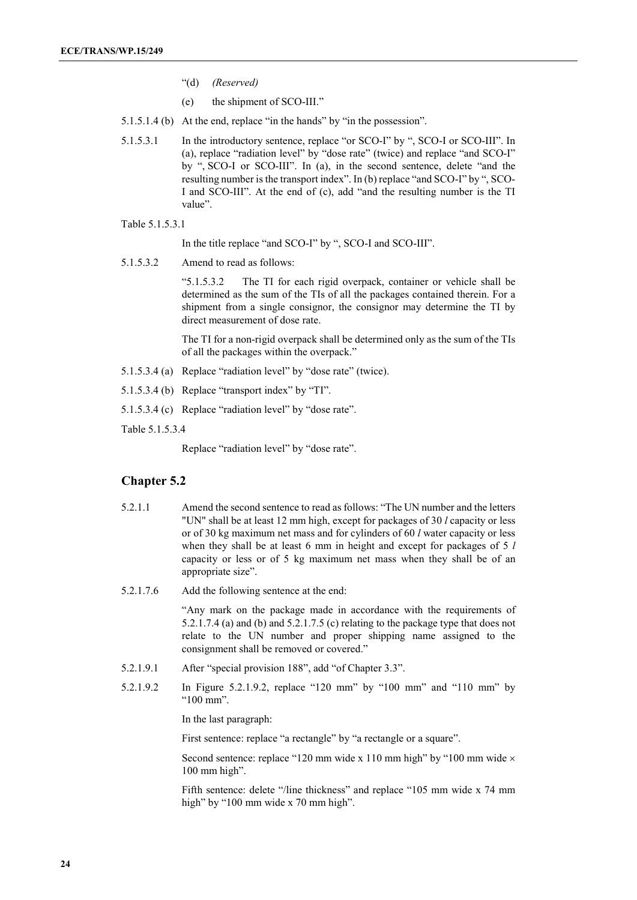"(d) *(Reserved)*

(e) the shipment of SCO-III."

5.1.5.1.4 (b) At the end, replace "in the hands" by "in the possession".

5.1.5.3.1 In the introductory sentence, replace "or SCO-I" by ", SCO-I or SCO-III". In (a), replace "radiation level" by "dose rate" (twice) and replace "and SCO-I" by ", SCO-I or SCO-III". In (a), in the second sentence, delete "and the resulting number is the transport index". In (b) replace "and SCO-I" by ", SCO-I and SCO-III". At the end of (c), add "and the resulting number is the TI value".

Table 5.1.5.3.1

In the title replace "and SCO-I" by ", SCO-I and SCO-III".

5.1.5.3.2 Amend to read as follows:

"5.1.5.3.2 The TI for each rigid overpack, container or vehicle shall be determined as the sum of the TIs of all the packages contained therein. For a shipment from a single consignor, the consignor may determine the TI by direct measurement of dose rate.

The TI for a non-rigid overpack shall be determined only as the sum of the TIs of all the packages within the overpack."

5.1.5.3.4 (a) Replace "radiation level" by "dose rate" (twice).

5.1.5.3.4 (b) Replace "transport index" by "TI".

5.1.5.3.4 (c) Replace "radiation level" by "dose rate".

Table 5.1.5.3.4

Replace "radiation level" by "dose rate".

## Chapter 5.2

5.2.1.1 Amend the second sentence to read as follows: "The UN number and the letters "UN" shall be at least 12 mm high, except for packages of 30 *l* capacity or less or of 30 kg maximum net mass and for cylinders of 60 *l* water capacity or less when they shall be at least 6 mm in height and except for packages of 5 *l* capacity or less or of 5 kg maximum net mass when they shall be of an appropriate size".

5.2.1.7.6 Add the following sentence at the end:

"Any mark on the package made in accordance with the requirements of 5.2.1.7.4 (a) and (b) and 5.2.1.7.5 (c) relating to the package type that does not relate to the UN number and proper shipping name assigned to the consignment shall be removed or covered."

5.2.1.9.1 After "special provision 188", add "of Chapter 3.3".

5.2.1.9.2 In Figure 5.2.1.9.2, replace "120 mm" by "100 mm" and "110 mm" by "100 mm".

In the last paragraph:

First sentence: replace "a rectangle" by "a rectangle or a square".

Second sentence: replace "120 mm wide x 110 mm high" by "100 mm wide × 100 mm high".

Fifth sentence: delete "/line thickness" and replace "105 mm wide x 74 mm high" by "100 mm wide x 70 mm high".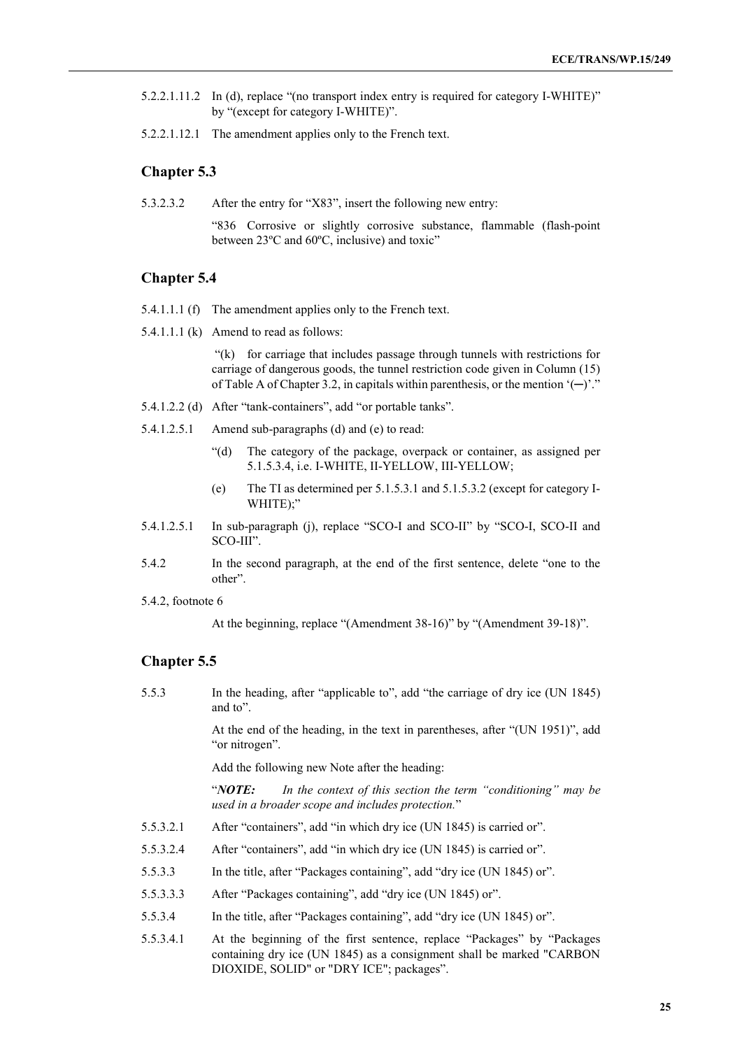5.2.2.1.11.2 In (d), replace "(no transport index entry is required for category I-WHITE)" by "(except for category I-WHITE)".

5.2.2.1.12.1 The amendment applies only to the French text.

## Chapter 5.3

5.3.2.3.2 After the entry for "X83", insert the following new entry:

"836 Corrosive or slightly corrosive substance, flammable (flash-point between 23ºC and 60ºC, inclusive) and toxic"

## Chapter 5.4

5.4.1.1.1 (f) The amendment applies only to the French text.

5.4.1.1.1 (k) Amend to read as follows:

"(k) for carriage that includes passage through tunnels with restrictions for carriage of dangerous goods, the tunnel restriction code given in Column (15) of Table A of Chapter 3.2, in capitals within parenthesis, or the mention '(─)'."

5.4.1.2.2 (d) After "tank-containers", add "or portable tanks".

5.4.1.2.5.1 Amend sub-paragraphs (d) and (e) to read:

"(d) The category of the package, overpack or container, as assigned per 5.1.5.3.4, i.e. I-WHITE, II-YELLOW, III-YELLOW;

(e) The TI as determined per 5.1.5.3.1 and 5.1.5.3.2 (except for category I-WHITE);"

5.4.1.2.5.1 In sub-paragraph (j), replace "SCO-I and SCO-II" by "SCO-I, SCO-II and SCO-III".

5.4.2 In the second paragraph, at the end of the first sentence, delete "one to the other".

5.4.2, footnote 6

At the beginning, replace "(Amendment 38-16)" by "(Amendment 39-18)".

## Chapter 5.5

5.5.3 In the heading, after "applicable to", add "the carriage of dry ice (UN 1845) and to".

At the end of the heading, in the text in parentheses, after "(UN 1951)", add "or nitrogen".

Add the following new Note after the heading:

"***NOTE:*** *In the context of this section the term "conditioning" may be used in a broader scope and includes protection.*"

5.5.3.2.1 After "containers", add "in which dry ice (UN 1845) is carried or".

5.5.3.2.4 After "containers", add "in which dry ice (UN 1845) is carried or".

5.5.3.3 In the title, after "Packages containing", add "dry ice (UN 1845) or".

5.5.3.3.3 After "Packages containing", add "dry ice (UN 1845) or".

5.5.3.4 In the title, after "Packages containing", add "dry ice (UN 1845) or".

5.5.3.4.1 At the beginning of the first sentence, replace "Packages" by "Packages containing dry ice (UN 1845) as a consignment shall be marked "CARBON DIOXIDE, SOLID" or "DRY ICE"; packages".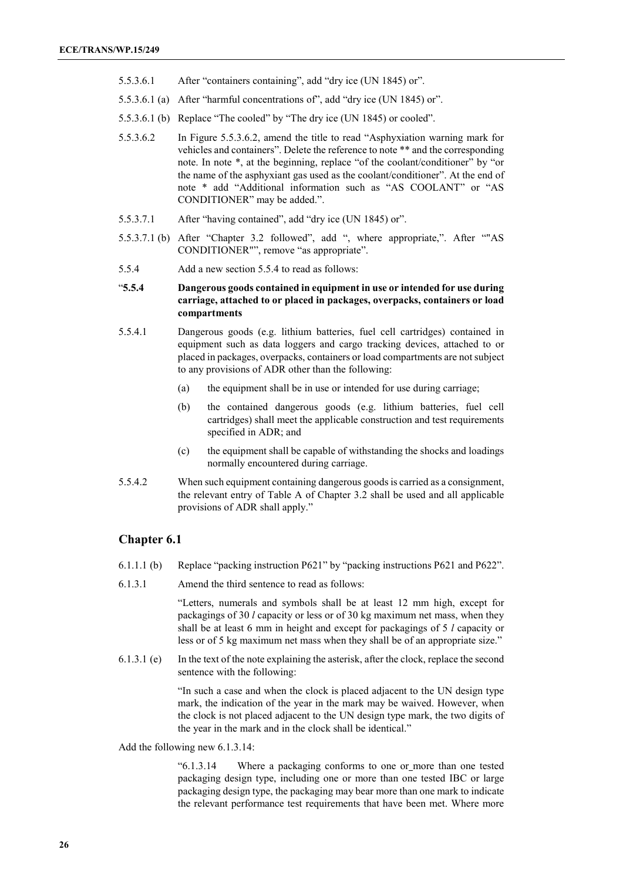5.5.3.6.1 After "containers containing", add "dry ice (UN 1845) or".

5.5.3.6.1 (a) After "harmful concentrations of", add "dry ice (UN 1845) or".

5.5.3.6.1 (b) Replace "The cooled" by "The dry ice (UN 1845) or cooled".

5.5.3.6.2 In Figure 5.5.3.6.2, amend the title to read "Asphyxiation warning mark for vehicles and containers". Delete the reference to note ** and the corresponding note. In note *, at the beginning, replace "of the coolant/conditioner" by "or the name of the asphyxiant gas used as the coolant/conditioner". At the end of note * add "Additional information such as "AS COOLANT" or "AS CONDITIONER" may be added.".

5.5.3.7.1 After "having contained", add "dry ice (UN 1845) or".

5.5.3.7.1 (b) After "Chapter 3.2 followed", add ", where appropriate,". After ""AS CONDITIONER"", remove "as appropriate".

5.5.4 Add a new section 5.5.4 to read as follows:

"**5.5.4 Dangerous goods contained in equipment in use or intended for use during carriage, attached to or placed in packages, overpacks, containers or load compartments**

5.5.4.1 Dangerous goods (e.g. lithium batteries, fuel cell cartridges) contained in equipment such as data loggers and cargo tracking devices, attached to or placed in packages, overpacks, containers or load compartments are not subject to any provisions of ADR other than the following:

(a) the equipment shall be in use or intended for use during carriage;

(b) the contained dangerous goods (e.g. lithium batteries, fuel cell cartridges) shall meet the applicable construction and test requirements specified in ADR; and

(c) the equipment shall be capable of withstanding the shocks and loadings normally encountered during carriage.

5.5.4.2 When such equipment containing dangerous goods is carried as a consignment, the relevant entry of Table A of Chapter 3.2 shall be used and all applicable provisions of ADR shall apply."

## Chapter 6.1

6.1.1.1 (b) Replace "packing instruction P621" by "packing instructions P621 and P622".

6.1.3.1 Amend the third sentence to read as follows:

"Letters, numerals and symbols shall be at least 12 mm high, except for packagings of 30 *l* capacity or less or of 30 kg maximum net mass, when they shall be at least 6 mm in height and except for packagings of 5 *l* capacity or less or of 5 kg maximum net mass when they shall be of an appropriate size."

6.1.3.1 (e) In the text of the note explaining the asterisk, after the clock, replace the second sentence with the following:

"In such a case and when the clock is placed adjacent to the UN design type mark, the indication of the year in the mark may be waived. However, when the clock is not placed adjacent to the UN design type mark, the two digits of the year in the mark and in the clock shall be identical."

Add the following new 6.1.3.14:

"6.1.3.14 Where a packaging conforms to one or more than one tested packaging design type, including one or more than one tested IBC or large packaging design type, the packaging may bear more than one mark to indicate the relevant performance test requirements that have been met. Where more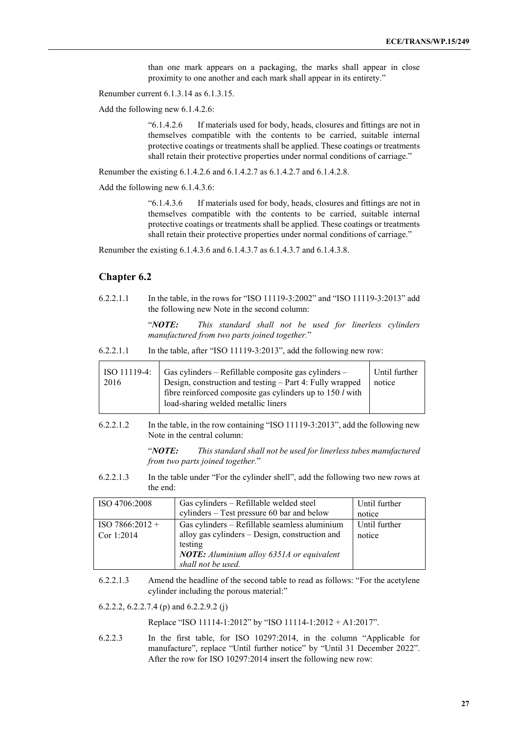than one mark appears on a packaging, the marks shall appear in close proximity to one another and each mark shall appear in its entirety."

Renumber current 6.1.3.14 as 6.1.3.15.

Add the following new 6.1.4.2.6:

> "6.1.4.2.6 If materials used for body, heads, closures and fittings are not in themselves compatible with the contents to be carried, suitable internal protective coatings or treatments shall be applied. These coatings or treatments shall retain their protective properties under normal conditions of carriage."

Renumber the existing 6.1.4.2.6 and 6.1.4.2.7 as 6.1.4.2.7 and 6.1.4.2.8.

Add the following new 6.1.4.3.6:

> "6.1.4.3.6 If materials used for body, heads, closures and fittings are not in themselves compatible with the contents to be carried, suitable internal protective coatings or treatments shall be applied. These coatings or treatments shall retain their protective properties under normal conditions of carriage."

Renumber the existing 6.1.4.3.6 and 6.1.4.3.7 as 6.1.4.3.7 and 6.1.4.3.8.

## Chapter 6.2

6.2.2.1.1 In the table, in the rows for "ISO 11119-3:2002" and "ISO 11119-3:2013" add the following new Note in the second column:

> "***NOTE:*** *This standard shall not be used for linerless cylinders manufactured from two parts joined together.*"

6.2.2.1.1 In the table, after "ISO 11119-3:2013", add the following new row:

| ISO 11119-4: 2016 | Gas cylinders – Refillable composite gas cylinders – Design, construction and testing – Part 4: Fully wrapped fibre reinforced composite gas cylinders up to 150 *l* with load-sharing welded metallic liners | Until further notice |
|---|---|---|

6.2.2.1.2 In the table, in the row containing "ISO 11119-3:2013", add the following new Note in the central column:

> "***NOTE:*** *This standard shall not be used for linerless tubes manufactured from two parts joined together.*"

6.2.2.1.3 In the table under "For the cylinder shell", add the following two new rows at the end:

| ISO 4706:2008 | Gas cylinders – Refillable welded steel cylinders – Test pressure 60 bar and below | Until further notice |
|---|---|---|
| ISO 7866:2012 + Cor 1:2014 | Gas cylinders – Refillable seamless aluminium alloy gas cylinders – Design, construction and testing<br>***NOTE:*** *Aluminium alloy 6351A or equivalent shall not be used.* | Until further notice |

6.2.2.1.3 Amend the headline of the second table to read as follows: "For the acetylene cylinder including the porous material:"

6.2.2.2, 6.2.2.7.4 (p) and 6.2.2.9.2 (j)

> Replace "ISO 11114-1:2012" by "ISO 11114-1:2012 + A1:2017".

6.2.2.3 In the first table, for ISO 10297:2014, in the column "Applicable for manufacture", replace "Until further notice" by "Until 31 December 2022". After the row for ISO 10297:2014 insert the following new row: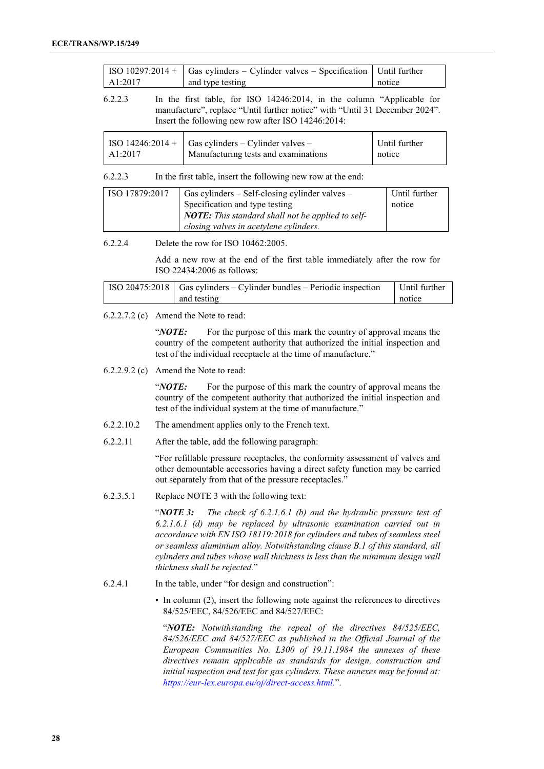| ISO 10297:2014 + A1:2017 | Gas cylinders – Cylinder valves – Specification and type testing | Until further notice |
|---|---|---|

6.2.2.3 In the first table, for ISO 14246:2014, in the column "Applicable for manufacture", replace "Until further notice" with "Until 31 December 2024". Insert the following new row after ISO 14246:2014:

| ISO 14246:2014 + A1:2017 | Gas cylinders – Cylinder valves – Manufacturing tests and examinations | Until further notice |
|---|---|---|

6.2.2.3 In the first table, insert the following new row at the end:

| ISO 17879:2017 | Gas cylinders – Self-closing cylinder valves – Specification and type testing ***NOTE:*** *This standard shall not be applied to self-closing valves in acetylene cylinders.* | Until further notice |
|---|---|---|

6.2.2.4 Delete the row for ISO 10462:2005.

Add a new row at the end of the first table immediately after the row for ISO 22434:2006 as follows:

| ISO 20475:2018 | Gas cylinders – Cylinder bundles – Periodic inspection and testing | Until further notice |
|---|---|---|

6.2.2.7.2 (c) Amend the Note to read:

"***NOTE:*** For the purpose of this mark the country of approval means the country of the competent authority that authorized the initial inspection and test of the individual receptacle at the time of manufacture."

6.2.2.9.2 (c) Amend the Note to read:

"***NOTE:*** For the purpose of this mark the country of approval means the country of the competent authority that authorized the initial inspection and test of the individual system at the time of manufacture."

6.2.2.10.2 The amendment applies only to the French text.

6.2.2.11 After the table, add the following paragraph:

"For refillable pressure receptacles, the conformity assessment of valves and other demountable accessories having a direct safety function may be carried out separately from that of the pressure receptacles."

6.2.3.5.1 Replace NOTE 3 with the following text:

"***NOTE 3:*** *The check of 6.2.1.6.1 (b) and the hydraulic pressure test of 6.2.1.6.1 (d) may be replaced by ultrasonic examination carried out in accordance with EN ISO 18119:2018 for cylinders and tubes of seamless steel or seamless aluminium alloy. Notwithstanding clause B.1 of this standard, all cylinders and tubes whose wall thickness is less than the minimum design wall thickness shall be rejected.*"

6.2.4.1 In the table, under "for design and construction":

- In column (2), insert the following note against the references to directives 84/525/EEC, 84/526/EEC and 84/527/EEC:

  "***NOTE:*** *Notwithstanding the repeal of the directives 84/525/EEC, 84/526/EEC and 84/527/EEC as published in the Official Journal of the European Communities No. L300 of 19.11.1984 the annexes of these directives remain applicable as standards for design, construction and initial inspection and test for gas cylinders. These annexes may be found at: https://eur-lex.europa.eu/oj/direct-access.html.*".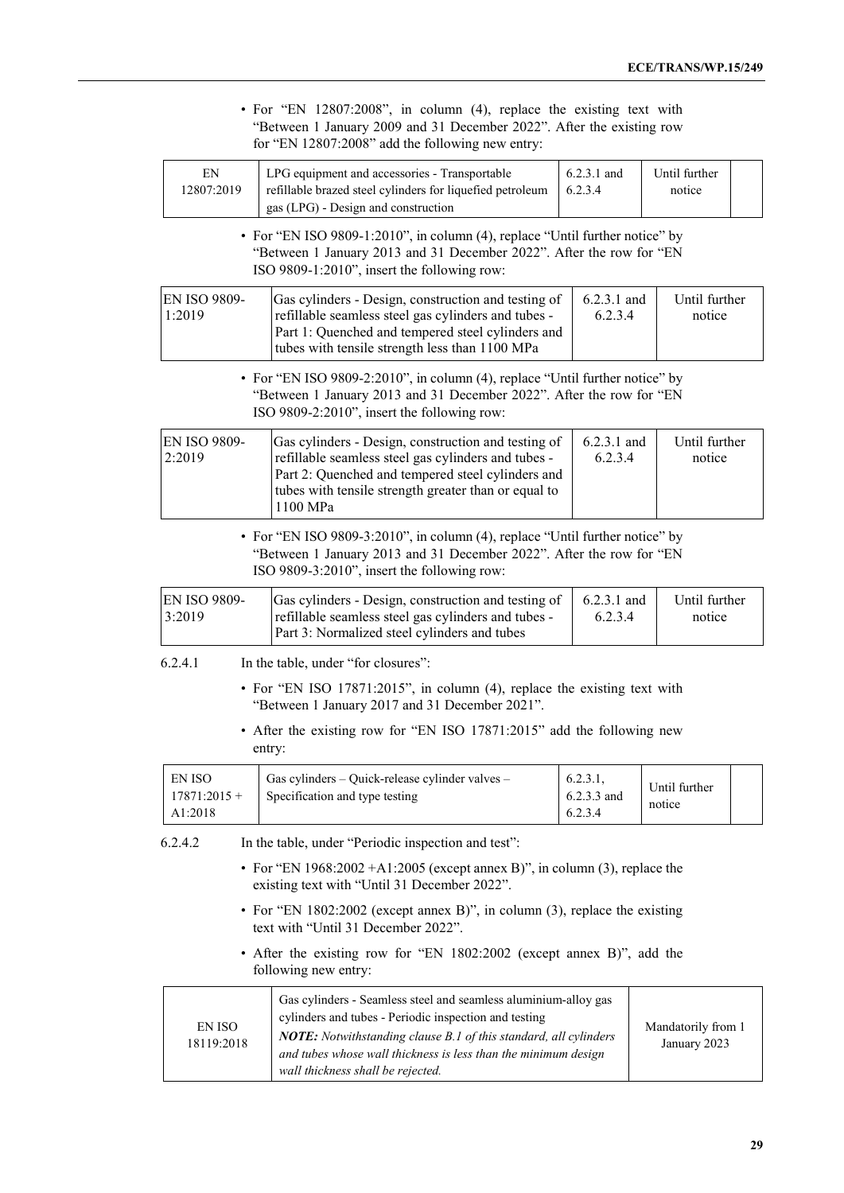- For "EN 12807:2008", in column (4), replace the existing text with "Between 1 January 2009 and 31 December 2022". After the existing row for "EN 12807:2008" add the following new entry:

| | | | | |
|---|---|---|---|---|
| EN 12807:2019 | LPG equipment and accessories - Transportable refillable brazed steel cylinders for liquefied petroleum gas (LPG) - Design and construction | 6.2.3.1 and 6.2.3.4 | Until further notice | |

- For "EN ISO 9809-1:2010", in column (4), replace "Until further notice" by "Between 1 January 2013 and 31 December 2022". After the row for "EN ISO 9809-1:2010", insert the following row:

| | | | |
|---|---|---|---|
| EN ISO 9809-1:2019 | Gas cylinders - Design, construction and testing of refillable seamless steel gas cylinders and tubes - Part 1: Quenched and tempered steel cylinders and tubes with tensile strength less than 1100 MPa | 6.2.3.1 and 6.2.3.4 | Until further notice |

- For "EN ISO 9809-2:2010", in column (4), replace "Until further notice" by "Between 1 January 2013 and 31 December 2022". After the row for "EN ISO 9809-2:2010", insert the following row:

| | | | |
|---|---|---|---|
| EN ISO 9809-2:2019 | Gas cylinders - Design, construction and testing of refillable seamless steel gas cylinders and tubes - Part 2: Quenched and tempered steel cylinders and tubes with tensile strength greater than or equal to 1100 MPa | 6.2.3.1 and 6.2.3.4 | Until further notice |

- For "EN ISO 9809-3:2010", in column (4), replace "Until further notice" by "Between 1 January 2013 and 31 December 2022". After the row for "EN ISO 9809-3:2010", insert the following row:

| | | | |
|---|---|---|---|
| EN ISO 9809-3:2019 | Gas cylinders - Design, construction and testing of refillable seamless steel gas cylinders and tubes - Part 3: Normalized steel cylinders and tubes | 6.2.3.1 and 6.2.3.4 | Until further notice |

6.2.4.1 In the table, under "for closures":

- For "EN ISO 17871:2015", in column (4), replace the existing text with "Between 1 January 2017 and 31 December 2021".
- After the existing row for "EN ISO 17871:2015" add the following new entry:

| | | | | |
|---|---|---|---|---|
| EN ISO 17871:2015 + A1:2018 | Gas cylinders – Quick-release cylinder valves – Specification and type testing | 6.2.3.1, 6.2.3.3 and 6.2.3.4 | Until further notice | |

6.2.4.2 In the table, under "Periodic inspection and test":

- For "EN 1968:2002 +A1:2005 (except annex B)", in column (3), replace the existing text with "Until 31 December 2022".
- For "EN 1802:2002 (except annex B)", in column (3), replace the existing text with "Until 31 December 2022".
- After the existing row for "EN 1802:2002 (except annex B)", add the following new entry:

| | | |
|---|---|---|
| EN ISO 18119:2018 | Gas cylinders - Seamless steel and seamless aluminium-alloy gas cylinders and tubes - Periodic inspection and testing<br>***NOTE:*** *Notwithstanding clause B.1 of this standard, all cylinders and tubes whose wall thickness is less than the minimum design wall thickness shall be rejected.* | Mandatorily from 1 January 2023 |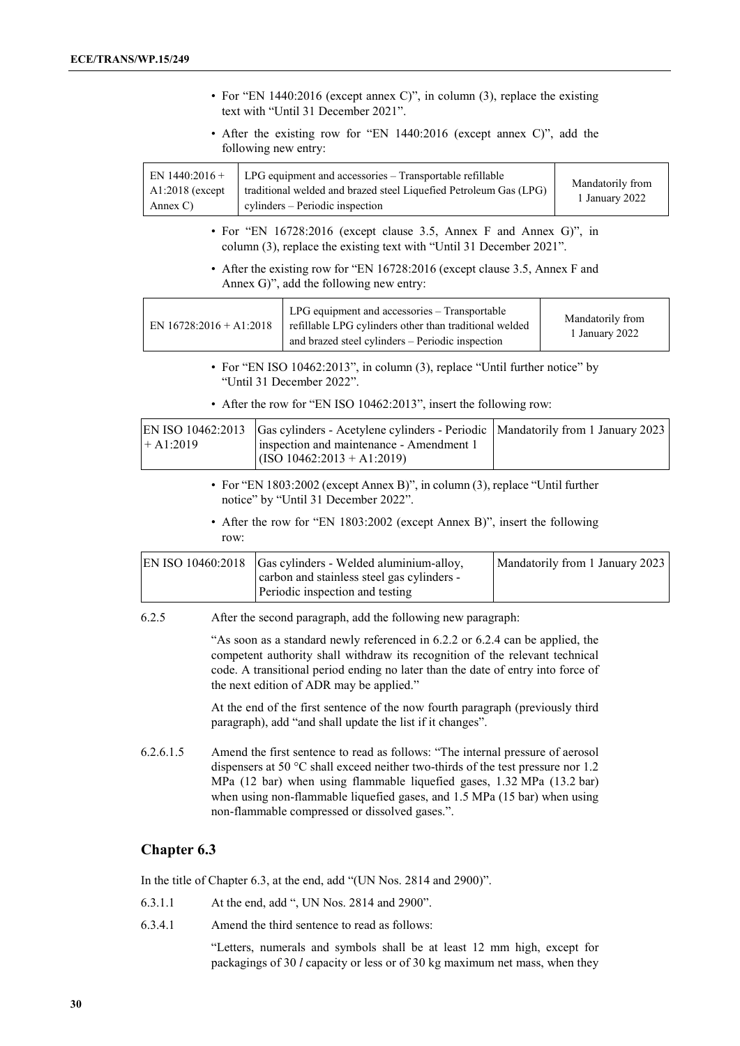- For "EN 1440:2016 (except annex C)", in column (3), replace the existing text with "Until 31 December 2021".
- After the existing row for "EN 1440:2016 (except annex C)", add the following new entry:

| EN 1440:2016 + A1:2018 (except Annex C) | LPG equipment and accessories – Transportable refillable traditional welded and brazed steel Liquefied Petroleum Gas (LPG) cylinders – Periodic inspection | Mandatorily from 1 January 2022 |
|---|---|---|

- For "EN 16728:2016 (except clause 3.5, Annex F and Annex G)", in column (3), replace the existing text with "Until 31 December 2021".
- After the existing row for "EN 16728:2016 (except clause 3.5, Annex F and Annex G)", add the following new entry:

| EN 16728:2016 + A1:2018 | LPG equipment and accessories – Transportable refillable LPG cylinders other than traditional welded and brazed steel cylinders – Periodic inspection | Mandatorily from 1 January 2022 |
|---|---|---|

- For "EN ISO 10462:2013", in column (3), replace "Until further notice" by "Until 31 December 2022".
- After the row for "EN ISO 10462:2013", insert the following row:

| EN ISO 10462:2013 + A1:2019 | Gas cylinders - Acetylene cylinders - Periodic inspection and maintenance - Amendment 1 (ISO 10462:2013 + A1:2019) | Mandatorily from 1 January 2023 |
|---|---|---|

- For "EN 1803:2002 (except Annex B)", in column (3), replace "Until further notice" by "Until 31 December 2022".
- After the row for "EN 1803:2002 (except Annex B)", insert the following row:

| EN ISO 10460:2018 | Gas cylinders - Welded aluminium-alloy, carbon and stainless steel gas cylinders - Periodic inspection and testing | Mandatorily from 1 January 2023 |
|---|---|---|

6.2.5 After the second paragraph, add the following new paragraph:

"As soon as a standard newly referenced in 6.2.2 or 6.2.4 can be applied, the competent authority shall withdraw its recognition of the relevant technical code. A transitional period ending no later than the date of entry into force of the next edition of ADR may be applied."

At the end of the first sentence of the now fourth paragraph (previously third paragraph), add "and shall update the list if it changes".

6.2.6.1.5 Amend the first sentence to read as follows: "The internal pressure of aerosol dispensers at 50 °C shall exceed neither two-thirds of the test pressure nor 1.2 MPa (12 bar) when using flammable liquefied gases, 1.32 MPa (13.2 bar) when using non-flammable liquefied gases, and 1.5 MPa (15 bar) when using non-flammable compressed or dissolved gases.".

## Chapter 6.3

In the title of Chapter 6.3, at the end, add "(UN Nos. 2814 and 2900)".

6.3.1.1 At the end, add ", UN Nos. 2814 and 2900".

6.3.4.1 Amend the third sentence to read as follows:

"Letters, numerals and symbols shall be at least 12 mm high, except for packagings of 30 *l* capacity or less or of 30 kg maximum net mass, when they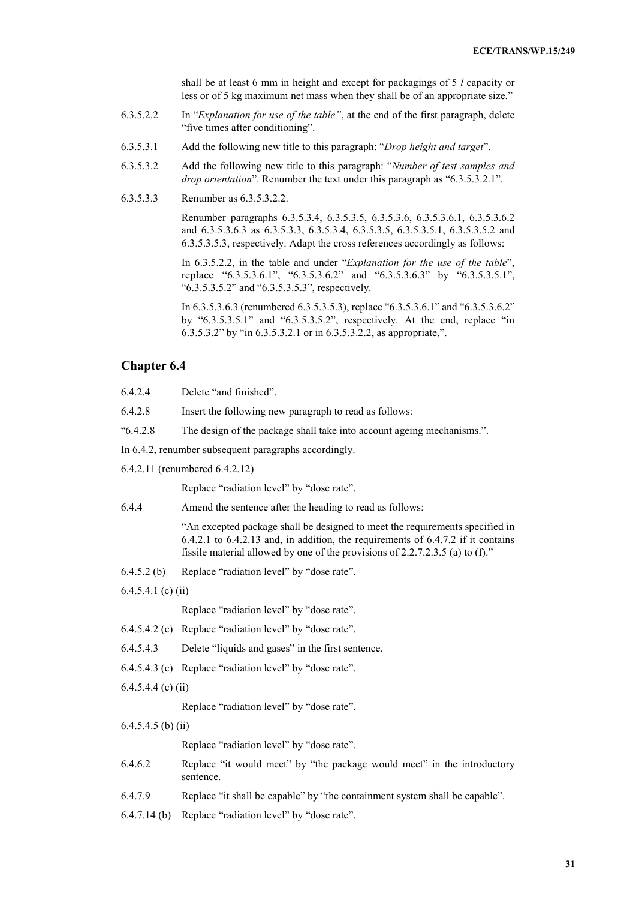shall be at least 6 mm in height and except for packagings of 5 *l* capacity or less or of 5 kg maximum net mass when they shall be of an appropriate size."

6.3.5.2.2 In "*Explanation for use of the table"*, at the end of the first paragraph, delete "five times after conditioning".

6.3.5.3.1 Add the following new title to this paragraph: "*Drop height and target*".

6.3.5.3.2 Add the following new title to this paragraph: "*Number of test samples and drop orientation*". Renumber the text under this paragraph as "6.3.5.3.2.1".

6.3.5.3.3 Renumber as 6.3.5.3.2.2.

Renumber paragraphs 6.3.5.3.4, 6.3.5.3.5, 6.3.5.3.6, 6.3.5.3.6.1, 6.3.5.3.6.2 and 6.3.5.3.6.3 as 6.3.5.3.3, 6.3.5.3.4, 6.3.5.3.5, 6.3.5.3.5.1, 6.3.5.3.5.2 and 6.3.5.3.5.3, respectively. Adapt the cross references accordingly as follows:

In 6.3.5.2.2, in the table and under "*Explanation for the use of the table*", replace "6.3.5.3.6.1", "6.3.5.3.6.2" and "6.3.5.3.6.3" by "6.3.5.3.5.1", "6.3.5.3.5.2" and "6.3.5.3.5.3", respectively.

In 6.3.5.3.6.3 (renumbered 6.3.5.3.5.3), replace "6.3.5.3.6.1" and "6.3.5.3.6.2" by "6.3.5.3.5.1" and "6.3.5.3.5.2", respectively. At the end, replace "in 6.3.5.3.2" by "in 6.3.5.3.2.1 or in 6.3.5.3.2.2, as appropriate,".

## Chapter 6.4

6.4.2.4 Delete "and finished".

6.4.2.8 Insert the following new paragraph to read as follows:

"6.4.2.8 The design of the package shall take into account ageing mechanisms.".

In 6.4.2, renumber subsequent paragraphs accordingly.

6.4.2.11 (renumbered 6.4.2.12)

Replace "radiation level" by "dose rate".

6.4.4 Amend the sentence after the heading to read as follows:

"An excepted package shall be designed to meet the requirements specified in 6.4.2.1 to 6.4.2.13 and, in addition, the requirements of 6.4.7.2 if it contains fissile material allowed by one of the provisions of 2.2.7.2.3.5 (a) to (f)."

6.4.5.2 (b) Replace "radiation level" by "dose rate".

6.4.5.4.1 (c) (ii)

Replace "radiation level" by "dose rate".

6.4.5.4.2 (c) Replace "radiation level" by "dose rate".

6.4.5.4.3 Delete "liquids and gases" in the first sentence.

6.4.5.4.3 (c) Replace "radiation level" by "dose rate".

6.4.5.4.4 (c) (ii)

Replace "radiation level" by "dose rate".

6.4.5.4.5 (b) (ii)

Replace "radiation level" by "dose rate".

6.4.6.2 Replace "it would meet" by "the package would meet" in the introductory sentence.

6.4.7.9 Replace "it shall be capable" by "the containment system shall be capable".

6.4.7.14 (b) Replace "radiation level" by "dose rate".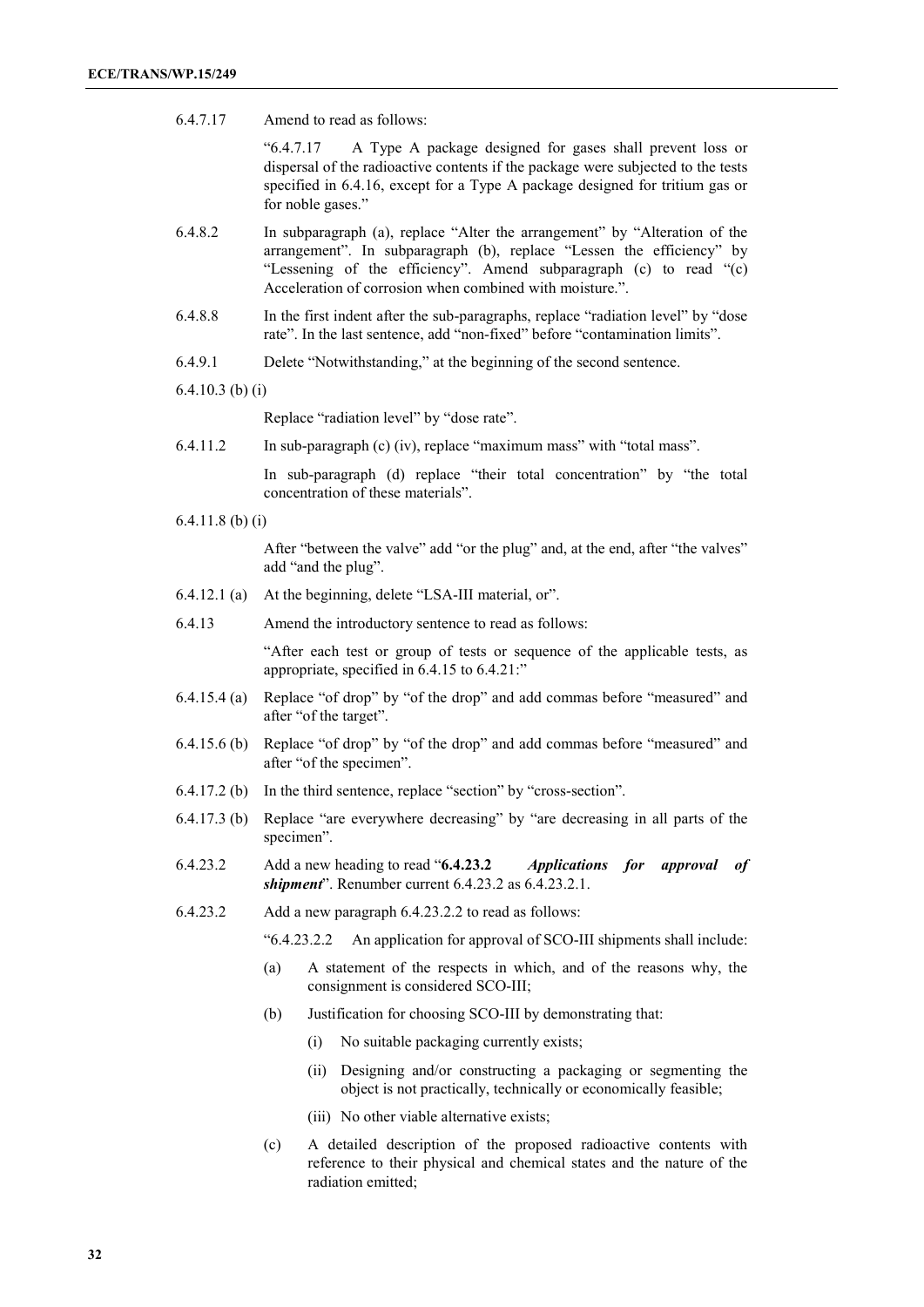6.4.7.17 Amend to read as follows:

"6.4.7.17 A Type A package designed for gases shall prevent loss or dispersal of the radioactive contents if the package were subjected to the tests specified in 6.4.16, except for a Type A package designed for tritium gas or for noble gases."

6.4.8.2 In subparagraph (a), replace "Alter the arrangement" by "Alteration of the arrangement". In subparagraph (b), replace "Lessen the efficiency" by "Lessening of the efficiency". Amend subparagraph (c) to read "(c) Acceleration of corrosion when combined with moisture.".

6.4.8.8 In the first indent after the sub-paragraphs, replace "radiation level" by "dose rate". In the last sentence, add "non-fixed" before "contamination limits".

6.4.9.1 Delete "Notwithstanding," at the beginning of the second sentence.

6.4.10.3 (b) (i)

Replace "radiation level" by "dose rate".

6.4.11.2 In sub-paragraph (c) (iv), replace "maximum mass" with "total mass".

In sub-paragraph (d) replace "their total concentration" by "the total concentration of these materials".

6.4.11.8 (b) (i)

After "between the valve" add "or the plug" and, at the end, after "the valves" add "and the plug".

6.4.12.1 (a) At the beginning, delete "LSA-III material, or".

6.4.13 Amend the introductory sentence to read as follows:

"After each test or group of tests or sequence of the applicable tests, as appropriate, specified in 6.4.15 to 6.4.21:"

6.4.15.4 (a) Replace "of drop" by "of the drop" and add commas before "measured" and after "of the target".

6.4.15.6 (b) Replace "of drop" by "of the drop" and add commas before "measured" and after "of the specimen".

6.4.17.2 (b) In the third sentence, replace "section" by "cross-section".

6.4.17.3 (b) Replace "are everywhere decreasing" by "are decreasing in all parts of the specimen".

6.4.23.2 Add a new heading to read "**6.4.23.2** ***Applications for approval of shipment***". Renumber current 6.4.23.2 as 6.4.23.2.1.

6.4.23.2 Add a new paragraph 6.4.23.2.2 to read as follows:

"6.4.23.2.2 An application for approval of SCO-III shipments shall include:

(a) A statement of the respects in which, and of the reasons why, the consignment is considered SCO-III;

(b) Justification for choosing SCO-III by demonstrating that:

   (i) No suitable packaging currently exists;

   (ii) Designing and/or constructing a packaging or segmenting the object is not practically, technically or economically feasible;

   (iii) No other viable alternative exists;

(c) A detailed description of the proposed radioactive contents with reference to their physical and chemical states and the nature of the radiation emitted;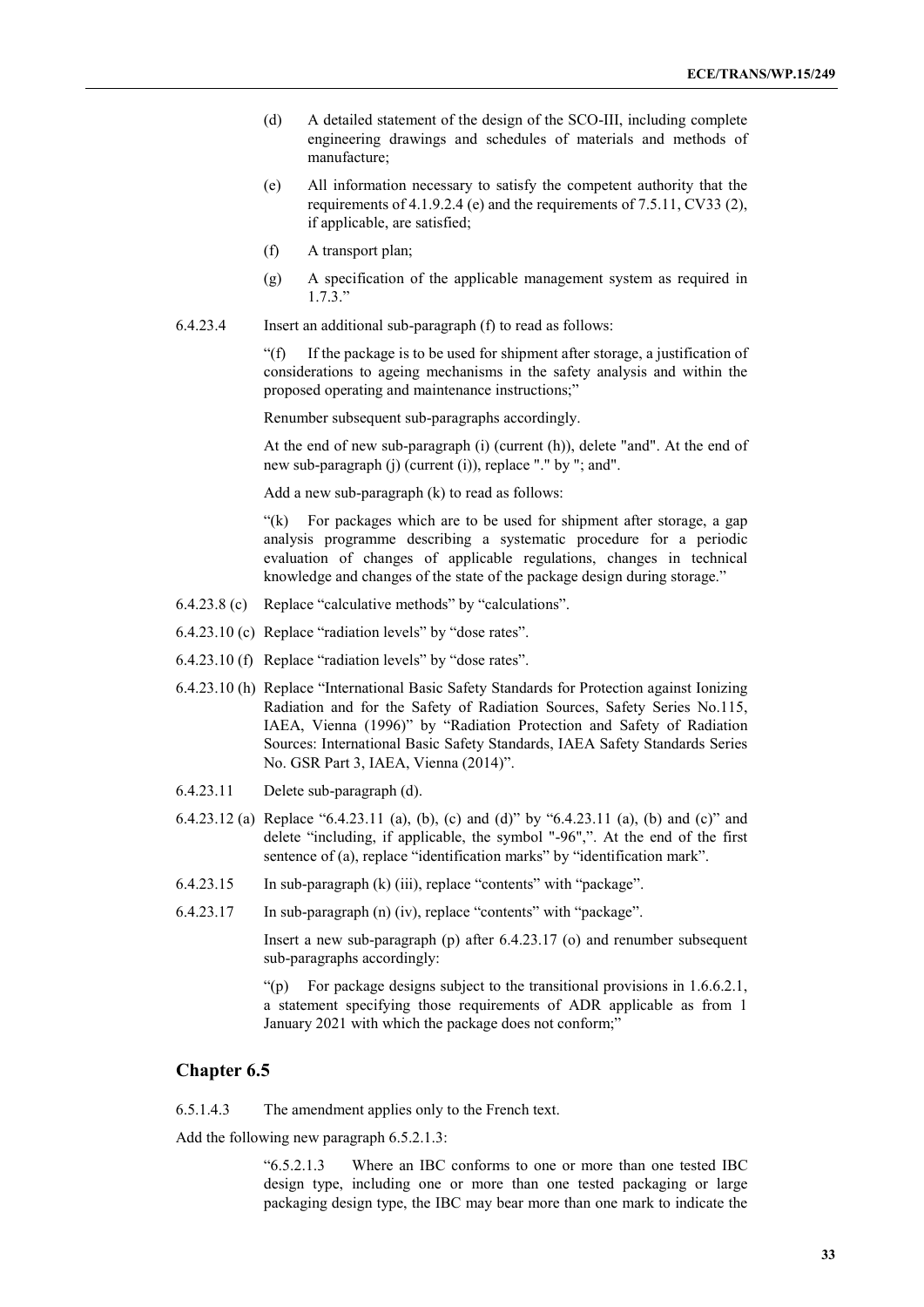(d) A detailed statement of the design of the SCO-III, including complete engineering drawings and schedules of materials and methods of manufacture;

(e) All information necessary to satisfy the competent authority that the requirements of 4.1.9.2.4 (e) and the requirements of 7.5.11, CV33 (2), if applicable, are satisfied;

(f) A transport plan;

(g) A specification of the applicable management system as required in 1.7.3."

6.4.23.4 Insert an additional sub-paragraph (f) to read as follows:

"(f) If the package is to be used for shipment after storage, a justification of considerations to ageing mechanisms in the safety analysis and within the proposed operating and maintenance instructions;"

Renumber subsequent sub-paragraphs accordingly.

At the end of new sub-paragraph (i) (current (h)), delete "and". At the end of new sub-paragraph (j) (current (i)), replace "." by "; and".

Add a new sub-paragraph (k) to read as follows:

"(k) For packages which are to be used for shipment after storage, a gap analysis programme describing a systematic procedure for a periodic evaluation of changes of applicable regulations, changes in technical knowledge and changes of the state of the package design during storage."

6.4.23.8 (c) Replace "calculative methods" by "calculations".

6.4.23.10 (c) Replace "radiation levels" by "dose rates".

6.4.23.10 (f) Replace "radiation levels" by "dose rates".

6.4.23.10 (h) Replace "International Basic Safety Standards for Protection against Ionizing Radiation and for the Safety of Radiation Sources, Safety Series No.115, IAEA, Vienna (1996)" by "Radiation Protection and Safety of Radiation Sources: International Basic Safety Standards, IAEA Safety Standards Series No. GSR Part 3, IAEA, Vienna (2014)".

6.4.23.11 Delete sub-paragraph (d).

6.4.23.12 (a) Replace "6.4.23.11 (a), (b), (c) and (d)" by "6.4.23.11 (a), (b) and (c)" and delete "including, if applicable, the symbol "-96",". At the end of the first sentence of (a), replace "identification marks" by "identification mark".

6.4.23.15 In sub-paragraph (k) (iii), replace "contents" with "package".

6.4.23.17 In sub-paragraph (n) (iv), replace "contents" with "package".

Insert a new sub-paragraph (p) after 6.4.23.17 (o) and renumber subsequent sub-paragraphs accordingly:

"(p) For package designs subject to the transitional provisions in 1.6.6.2.1, a statement specifying those requirements of ADR applicable as from 1 January 2021 with which the package does not conform;"

## Chapter 6.5

6.5.1.4.3 The amendment applies only to the French text.

Add the following new paragraph 6.5.2.1.3:

"6.5.2.1.3 Where an IBC conforms to one or more than one tested IBC design type, including one or more than one tested packaging or large packaging design type, the IBC may bear more than one mark to indicate the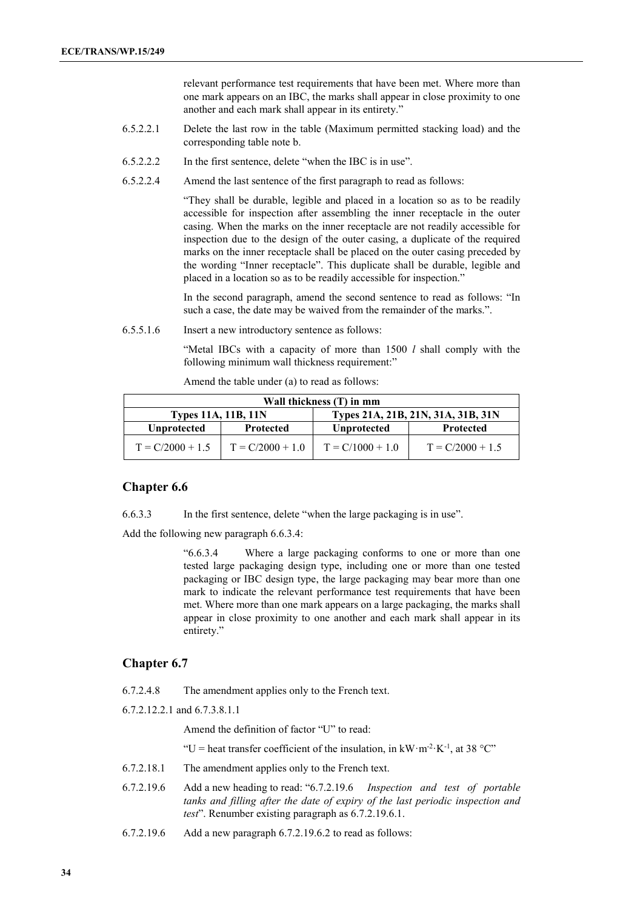relevant performance test requirements that have been met. Where more than one mark appears on an IBC, the marks shall appear in close proximity to one another and each mark shall appear in its entirety."

6.5.2.2.1 Delete the last row in the table (Maximum permitted stacking load) and the corresponding table note b.

6.5.2.2.2 In the first sentence, delete "when the IBC is in use".

6.5.2.2.4 Amend the last sentence of the first paragraph to read as follows:

"They shall be durable, legible and placed in a location so as to be readily accessible for inspection after assembling the inner receptacle in the outer casing. When the marks on the inner receptacle are not readily accessible for inspection due to the design of the outer casing, a duplicate of the required marks on the inner receptacle shall be placed on the outer casing preceded by the wording "Inner receptacle". This duplicate shall be durable, legible and placed in a location so as to be readily accessible for inspection."

In the second paragraph, amend the second sentence to read as follows: "In such a case, the date may be waived from the remainder of the marks.".

6.5.5.1.6 Insert a new introductory sentence as follows:

"Metal IBCs with a capacity of more than 1500 *l* shall comply with the following minimum wall thickness requirement:"

Amend the table under (a) to read as follows:

| **Wall thickness (T) in mm** | | | |
|---|---|---|---|
| **Types 11A, 11B, 11N** | | **Types 21A, 21B, 21N, 31A, 31B, 31N** | |
| **Unprotected** | **Protected** | **Unprotected** | **Protected** |
| T = C/2000 + 1.5 | T = C/2000 + 1.0 | T = C/1000 + 1.0 | T = C/2000 + 1.5 |

## Chapter 6.6

6.6.3.3 In the first sentence, delete "when the large packaging is in use".

Add the following new paragraph 6.6.3.4:

"6.6.3.4 Where a large packaging conforms to one or more than one tested large packaging design type, including one or more than one tested packaging or IBC design type, the large packaging may bear more than one mark to indicate the relevant performance test requirements that have been met. Where more than one mark appears on a large packaging, the marks shall appear in close proximity to one another and each mark shall appear in its entirety."

## Chapter 6.7

6.7.2.4.8 The amendment applies only to the French text.

6.7.2.12.2.1 and 6.7.3.8.1.1

Amend the definition of factor "U" to read:

"U = heat transfer coefficient of the insulation, in $kW \cdot m^{-2} \cdot K^{-1}$, at 38 °C"

6.7.2.18.1 The amendment applies only to the French text.

6.7.2.19.6 Add a new heading to read: "6.7.2.19.6 *Inspection and test of portable tanks and filling after the date of expiry of the last periodic inspection and test*". Renumber existing paragraph as 6.7.2.19.6.1.

6.7.2.19.6 Add a new paragraph 6.7.2.19.6.2 to read as follows: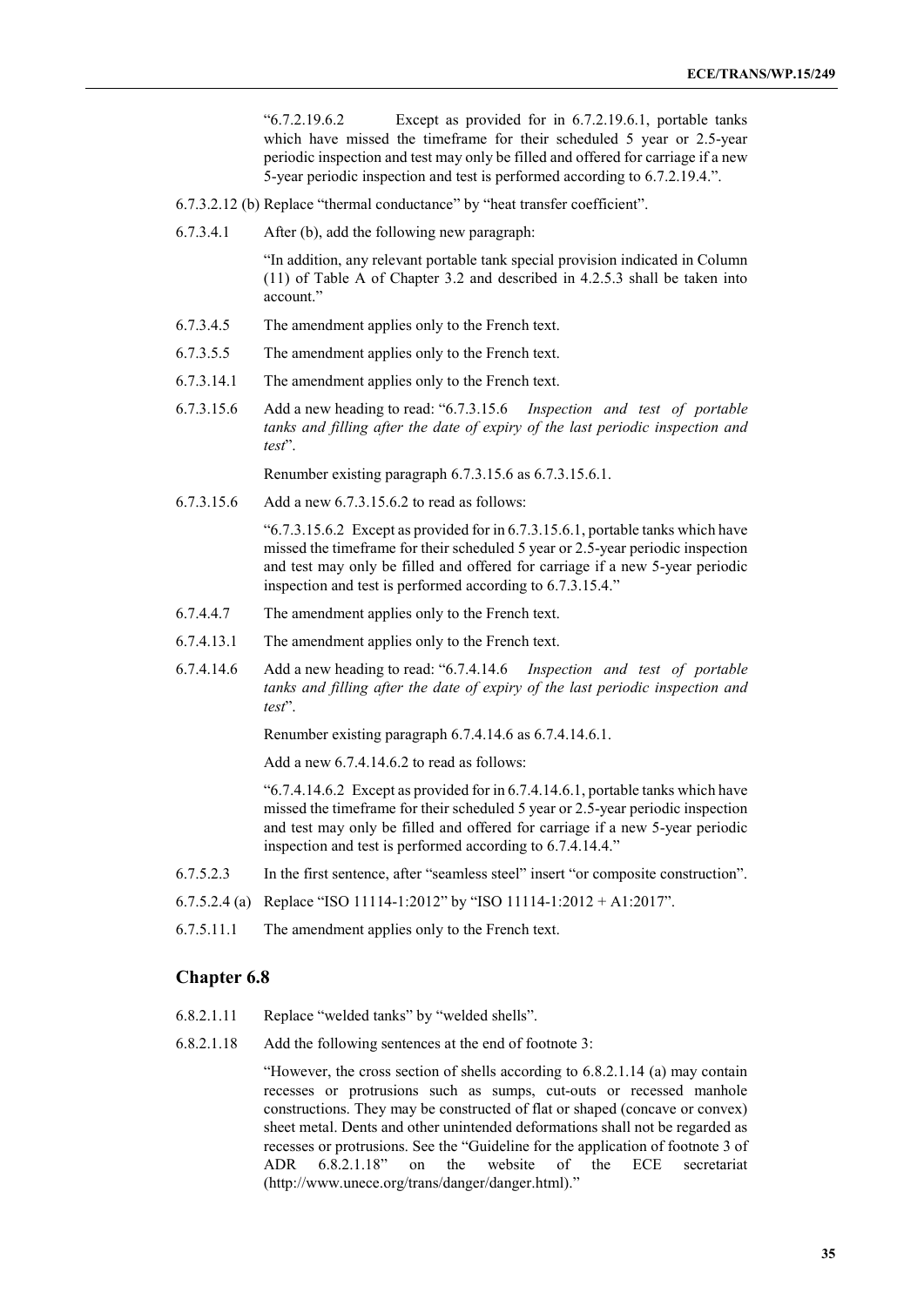"6.7.2.19.6.2 Except as provided for in 6.7.2.19.6.1, portable tanks which have missed the timeframe for their scheduled 5 year or 2.5-year periodic inspection and test may only be filled and offered for carriage if a new 5-year periodic inspection and test is performed according to 6.7.2.19.4.".

6.7.3.2.12 (b) Replace "thermal conductance" by "heat transfer coefficient".

6.7.3.4.1 After (b), add the following new paragraph:

"In addition, any relevant portable tank special provision indicated in Column (11) of Table A of Chapter 3.2 and described in 4.2.5.3 shall be taken into account."

6.7.3.4.5 The amendment applies only to the French text.

6.7.3.5.5 The amendment applies only to the French text.

6.7.3.14.1 The amendment applies only to the French text.

6.7.3.15.6 Add a new heading to read: "6.7.3.15.6 *Inspection and test of portable tanks and filling after the date of expiry of the last periodic inspection and test*".

Renumber existing paragraph 6.7.3.15.6 as 6.7.3.15.6.1.

6.7.3.15.6 Add a new 6.7.3.15.6.2 to read as follows:

"6.7.3.15.6.2 Except as provided for in 6.7.3.15.6.1, portable tanks which have missed the timeframe for their scheduled 5 year or 2.5-year periodic inspection and test may only be filled and offered for carriage if a new 5-year periodic inspection and test is performed according to 6.7.3.15.4."

6.7.4.4.7 The amendment applies only to the French text.

6.7.4.13.1 The amendment applies only to the French text.

6.7.4.14.6 Add a new heading to read: "6.7.4.14.6 *Inspection and test of portable tanks and filling after the date of expiry of the last periodic inspection and test*".

Renumber existing paragraph 6.7.4.14.6 as 6.7.4.14.6.1.

Add a new 6.7.4.14.6.2 to read as follows:

"6.7.4.14.6.2 Except as provided for in 6.7.4.14.6.1, portable tanks which have missed the timeframe for their scheduled 5 year or 2.5-year periodic inspection and test may only be filled and offered for carriage if a new 5-year periodic inspection and test is performed according to 6.7.4.14.4."

6.7.5.2.3 In the first sentence, after "seamless steel" insert "or composite construction".

6.7.5.2.4 (a) Replace "ISO 11114-1:2012" by "ISO 11114-1:2012 + A1:2017".

6.7.5.11.1 The amendment applies only to the French text.

## Chapter 6.8

6.8.2.1.11 Replace "welded tanks" by "welded shells".

6.8.2.1.18 Add the following sentences at the end of footnote 3:

"However, the cross section of shells according to 6.8.2.1.14 (a) may contain recesses or protrusions such as sumps, cut-outs or recessed manhole constructions. They may be constructed of flat or shaped (concave or convex) sheet metal. Dents and other unintended deformations shall not be regarded as recesses or protrusions. See the "Guideline for the application of footnote 3 of ADR 6.8.2.1.18" on the website of the ECE secretariat (http://www.unece.org/trans/danger/danger.html)."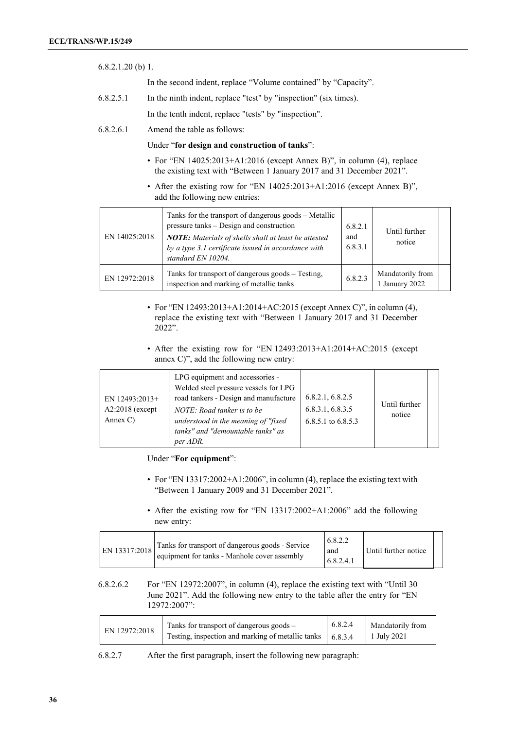6.8.2.1.20 (b) 1.

In the second indent, replace "Volume contained" by "Capacity".

6.8.2.5.1 In the ninth indent, replace "test" by "inspection" (six times).

In the tenth indent, replace "tests" by "inspection".

6.8.2.6.1 Amend the table as follows:

Under "**for design and construction of tanks**":

- For "EN 14025:2013+A1:2016 (except Annex B)", in column (4), replace the existing text with "Between 1 January 2017 and 31 December 2021".
- After the existing row for "EN 14025:2013+A1:2016 (except Annex B)", add the following new entries:

| | | | | |
|---|---|---|---|---|
| EN 14025:2018 | Tanks for the transport of dangerous goods – Metallic pressure tanks – Design and construction *NOTE: Materials of shells shall at least be attested by a type 3.1 certificate issued in accordance with standard EN 10204.* | 6.8.2.1 and 6.8.3.1 | Until further notice | |
| EN 12972:2018 | Tanks for transport of dangerous goods – Testing, inspection and marking of metallic tanks | 6.8.2.3 | Mandatorily from 1 January 2022 | |

- For "EN 12493:2013+A1:2014+AC:2015 (except Annex C)", in column (4), replace the existing text with "Between 1 January 2017 and 31 December 2022".
- After the existing row for "EN 12493:2013+A1:2014+AC:2015 (except annex C)", add the following new entry:

| | | | | |
|---|---|---|---|---|
| EN 12493:2013+ A2:2018 (except Annex C) | LPG equipment and accessories - Welded steel pressure vessels for LPG road tankers - Design and manufacture *NOTE: Road tanker is to be understood in the meaning of "fixed tanks" and "demountable tanks" as per ADR.* | 6.8.2.1, 6.8.2.5 6.8.3.1, 6.8.3.5 6.8.5.1 to 6.8.5.3 | Until further notice | |

Under "**For equipment**":

- For "EN 13317:2002+A1:2006", in column (4), replace the existing text with "Between 1 January 2009 and 31 December 2021".
- After the existing row for "EN 13317:2002+A1:2006" add the following new entry:

| | | | | |
|---|---|---|---|---|
| EN 13317:2018 | Tanks for transport of dangerous goods - Service equipment for tanks - Manhole cover assembly | 6.8.2.2 and 6.8.2.4.1 | Until further notice | |

6.8.2.6.2 For "EN 12972:2007", in column (4), replace the existing text with "Until 30 June 2021". Add the following new entry to the table after the entry for "EN 12972:2007":

| | | | |
|---|---|---|---|
| EN 12972:2018 | Tanks for transport of dangerous goods – Testing, inspection and marking of metallic tanks | 6.8.2.4 6.8.3.4 | Mandatorily from 1 July 2021 |

6.8.2.7 After the first paragraph, insert the following new paragraph: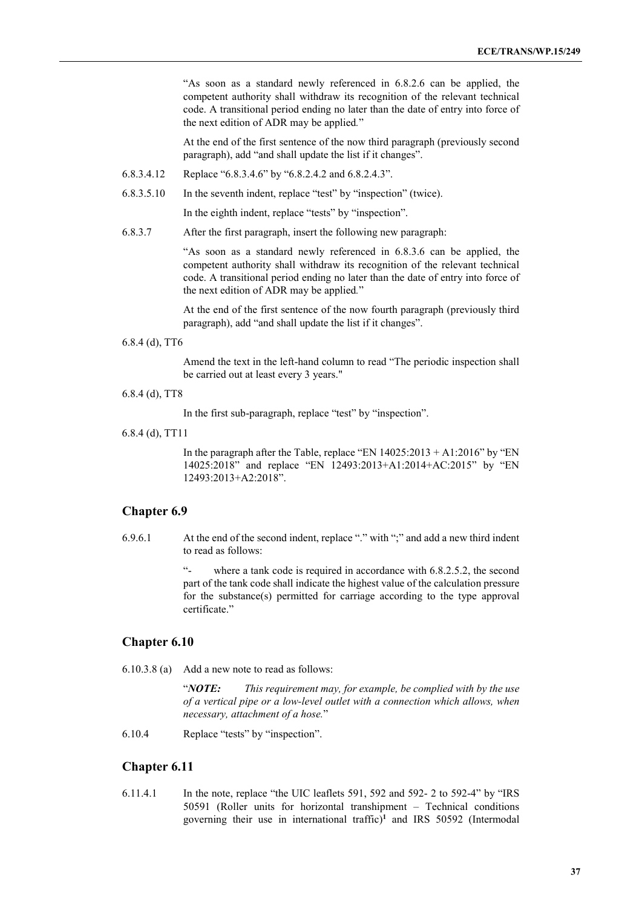"As soon as a standard newly referenced in 6.8.2.6 can be applied, the competent authority shall withdraw its recognition of the relevant technical code. A transitional period ending no later than the date of entry into force of the next edition of ADR may be applied."

At the end of the first sentence of the now third paragraph (previously second paragraph), add "and shall update the list if it changes".

6.8.3.4.12 Replace "6.8.3.4.6" by "6.8.2.4.2 and 6.8.2.4.3".

6.8.3.5.10 In the seventh indent, replace "test" by "inspection" (twice).

In the eighth indent, replace "tests" by "inspection".

6.8.3.7 After the first paragraph, insert the following new paragraph:

"As soon as a standard newly referenced in 6.8.3.6 can be applied, the competent authority shall withdraw its recognition of the relevant technical code. A transitional period ending no later than the date of entry into force of the next edition of ADR may be applied."

At the end of the first sentence of the now fourth paragraph (previously third paragraph), add "and shall update the list if it changes".

6.8.4 (d), TT6

Amend the text in the left-hand column to read "The periodic inspection shall be carried out at least every 3 years."

6.8.4 (d), TT8

In the first sub-paragraph, replace "test" by "inspection".

6.8.4 (d), TT11

In the paragraph after the Table, replace "EN 14025:2013 + A1:2016" by "EN 14025:2018" and replace "EN 12493:2013+A1:2014+AC:2015" by "EN 12493:2013+A2:2018".

## Chapter 6.9

6.9.6.1 At the end of the second indent, replace "." with ";" and add a new third indent to read as follows:

"- where a tank code is required in accordance with 6.8.2.5.2, the second part of the tank code shall indicate the highest value of the calculation pressure for the substance(s) permitted for carriage according to the type approval certificate."

## Chapter 6.10

6.10.3.8 (a) Add a new note to read as follows:

"***NOTE:*** *This requirement may, for example, be complied with by the use of a vertical pipe or a low-level outlet with a connection which allows, when necessary, attachment of a hose.*"

6.10.4 Replace "tests" by "inspection".

## Chapter 6.11

6.11.4.1 In the note, replace "the UIC leaflets 591, 592 and 592- 2 to 592-4" by "IRS 50591 (Roller units for horizontal transhipment – Technical conditions governing their use in international traffic)[1] and IRS 50592 (Intermodal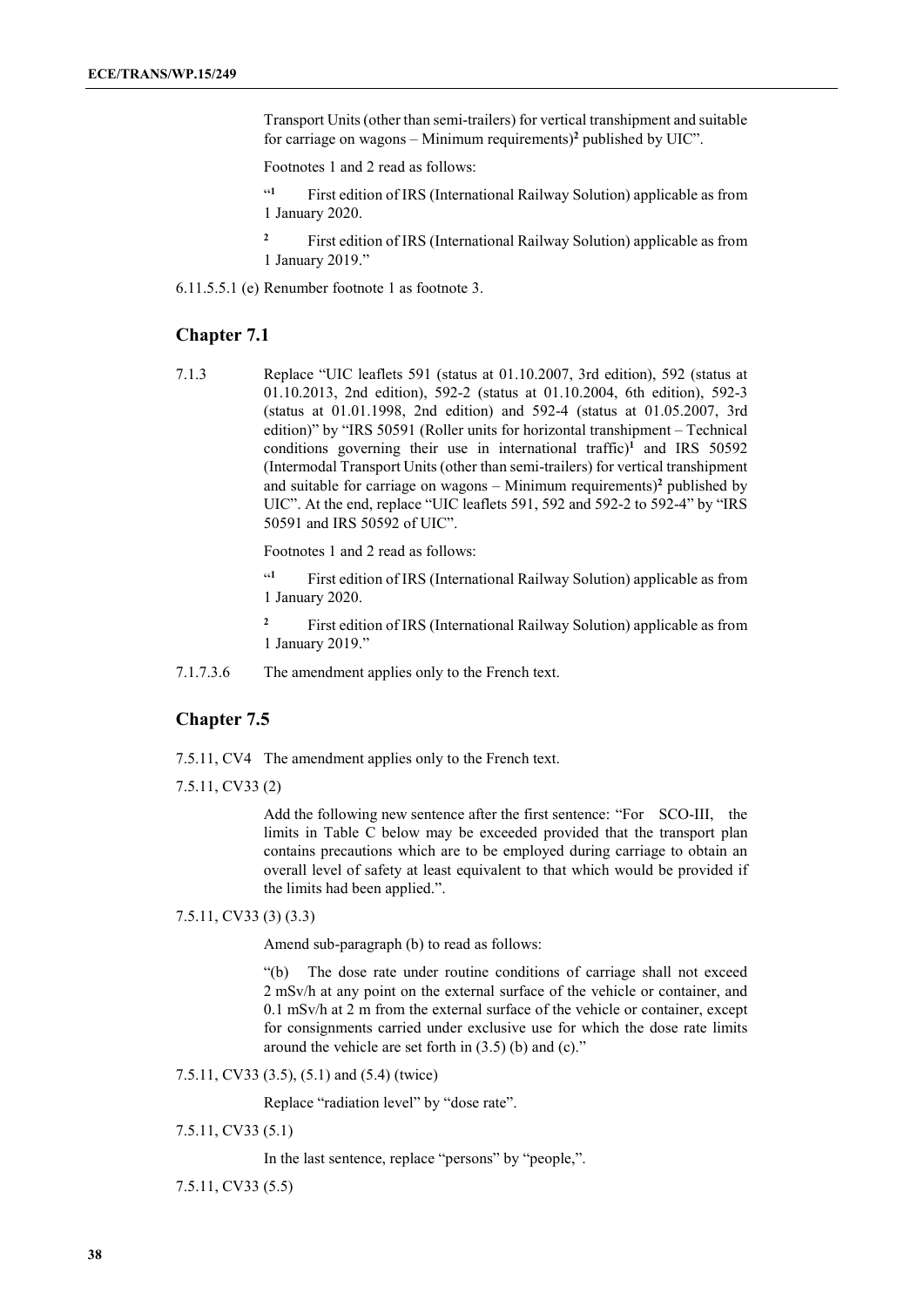Transport Units (other than semi-trailers) for vertical transhipment and suitable for carriage on wagons – Minimum requirements)[2] published by UIC".

Footnotes 1 and 2 read as follows:

"[1] First edition of IRS (International Railway Solution) applicable as from 1 January 2020.

[2] First edition of IRS (International Railway Solution) applicable as from 1 January 2019."

6.11.5.5.1 (e) Renumber footnote 1 as footnote 3.

## Chapter 7.1

7.1.3 Replace "UIC leaflets 591 (status at 01.10.2007, 3rd edition), 592 (status at 01.10.2013, 2nd edition), 592-2 (status at 01.10.2004, 6th edition), 592-3 (status at 01.01.1998, 2nd edition) and 592-4 (status at 01.05.2007, 3rd edition)" by "IRS 50591 (Roller units for horizontal transhipment – Technical conditions governing their use in international traffic)[1] and IRS 50592 (Intermodal Transport Units (other than semi-trailers) for vertical transhipment and suitable for carriage on wagons – Minimum requirements)[2] published by UIC". At the end, replace "UIC leaflets 591, 592 and 592-2 to 592-4" by "IRS 50591 and IRS 50592 of UIC".

Footnotes 1 and 2 read as follows:

"[1] First edition of IRS (International Railway Solution) applicable as from 1 January 2020.

[2] First edition of IRS (International Railway Solution) applicable as from 1 January 2019."

7.1.7.3.6 The amendment applies only to the French text.

## Chapter 7.5

7.5.11, CV4 The amendment applies only to the French text.

7.5.11, CV33 (2)

Add the following new sentence after the first sentence: "For SCO-III, the limits in Table C below may be exceeded provided that the transport plan contains precautions which are to be employed during carriage to obtain an overall level of safety at least equivalent to that which would be provided if the limits had been applied.".

7.5.11, CV33 (3) (3.3)

Amend sub-paragraph (b) to read as follows:

"(b) The dose rate under routine conditions of carriage shall not exceed 2 mSv/h at any point on the external surface of the vehicle or container, and 0.1 mSv/h at 2 m from the external surface of the vehicle or container, except for consignments carried under exclusive use for which the dose rate limits around the vehicle are set forth in (3.5) (b) and (c)."

7.5.11, CV33 (3.5), (5.1) and (5.4) (twice)

Replace "radiation level" by "dose rate".

7.5.11, CV33 (5.1)

In the last sentence, replace "persons" by "people,".

7.5.11, CV33 (5.5)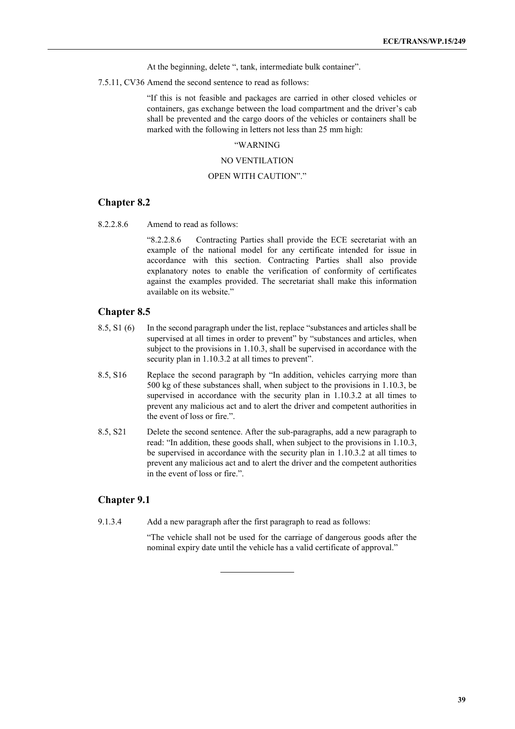At the beginning, delete ", tank, intermediate bulk container".

7.5.11, CV36 Amend the second sentence to read as follows:

"If this is not feasible and packages are carried in other closed vehicles or containers, gas exchange between the load compartment and the driver's cab shall be prevented and the cargo doors of the vehicles or containers shall be marked with the following in letters not less than 25 mm high:

"WARNING

NO VENTILATION

OPEN WITH CAUTION"."

## Chapter 8.2

8.2.2.8.6 Amend to read as follows:

"8.2.2.8.6 Contracting Parties shall provide the ECE secretariat with an example of the national model for any certificate intended for issue in accordance with this section. Contracting Parties shall also provide explanatory notes to enable the verification of conformity of certificates against the examples provided. The secretariat shall make this information available on its website."

## Chapter 8.5

8.5, S1 (6) In the second paragraph under the list, replace "substances and articles shall be supervised at all times in order to prevent" by "substances and articles, when subject to the provisions in 1.10.3, shall be supervised in accordance with the security plan in 1.10.3.2 at all times to prevent".

8.5, S16 Replace the second paragraph by "In addition, vehicles carrying more than 500 kg of these substances shall, when subject to the provisions in 1.10.3, be supervised in accordance with the security plan in 1.10.3.2 at all times to prevent any malicious act and to alert the driver and competent authorities in the event of loss or fire.".

8.5, S21 Delete the second sentence. After the sub-paragraphs, add a new paragraph to read: "In addition, these goods shall, when subject to the provisions in 1.10.3, be supervised in accordance with the security plan in 1.10.3.2 at all times to prevent any malicious act and to alert the driver and the competent authorities in the event of loss or fire.".

## Chapter 9.1

9.1.3.4 Add a new paragraph after the first paragraph to read as follows:

"The vehicle shall not be used for the carriage of dangerous goods after the nominal expiry date until the vehicle has a valid certificate of approval."